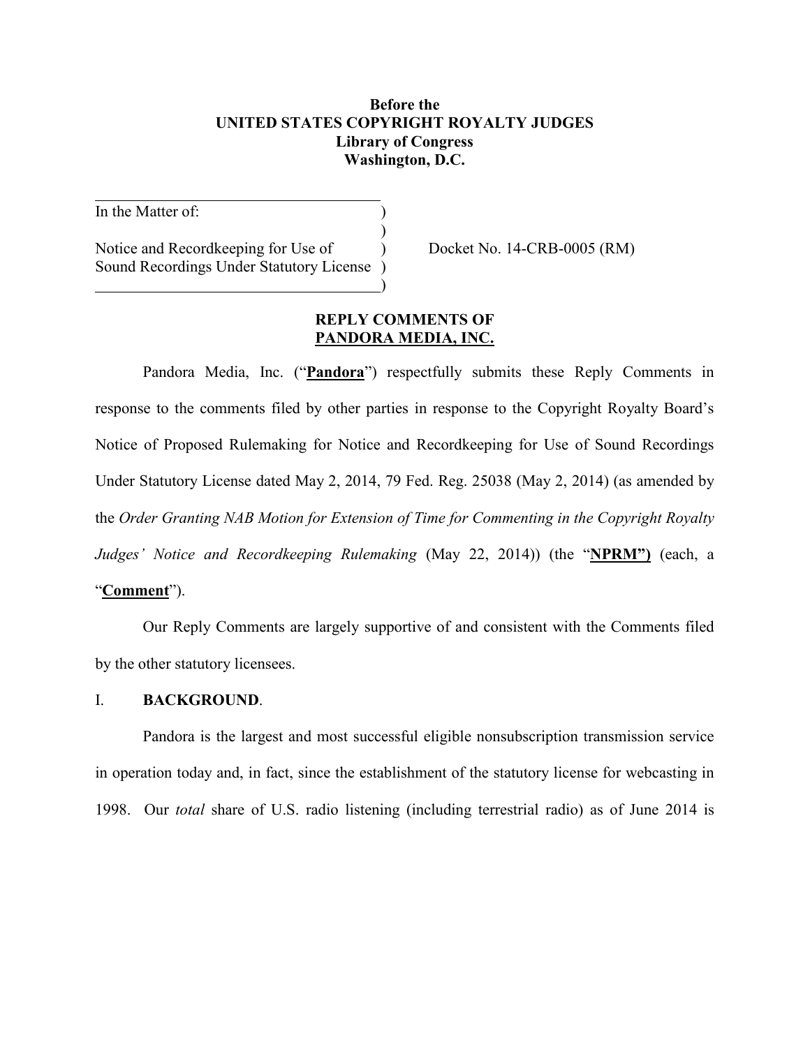**Before the**
**UNITED STATES COPYRIGHT ROYALTY JUDGES**
**Library of Congress**
**Washington, D.C.**

In the Matter of:

Notice and Recordkeeping for Use of Sound Recordings Under Statutory License

Docket No. 14-CRB-0005 (RM)

**REPLY COMMENTS OF**
**PANDORA MEDIA, INC.**

Pandora Media, Inc. ("**Pandora**") respectfully submits these Reply Comments in response to the comments filed by other parties in response to the Copyright Royalty Board's Notice of Proposed Rulemaking for Notice and Recordkeeping for Use of Sound Recordings Under Statutory License dated May 2, 2014, 79 Fed. Reg. 25038 (May 2, 2014) (as amended by the *Order Granting NAB Motion for Extension of Time for Commenting in the Copyright Royalty Judges' Notice and Recordkeeping Rulemaking* (May 22, 2014)) (the "**NPRM")** (each, a "**Comment**").

Our Reply Comments are largely supportive of and consistent with the Comments filed by the other statutory licensees.

## I. BACKGROUND.

Pandora is the largest and most successful eligible nonsubscription transmission service in operation today and, in fact, since the establishment of the statutory license for webcasting in 1998. Our *total* share of U.S. radio listening (including terrestrial radio) as of June 2014 is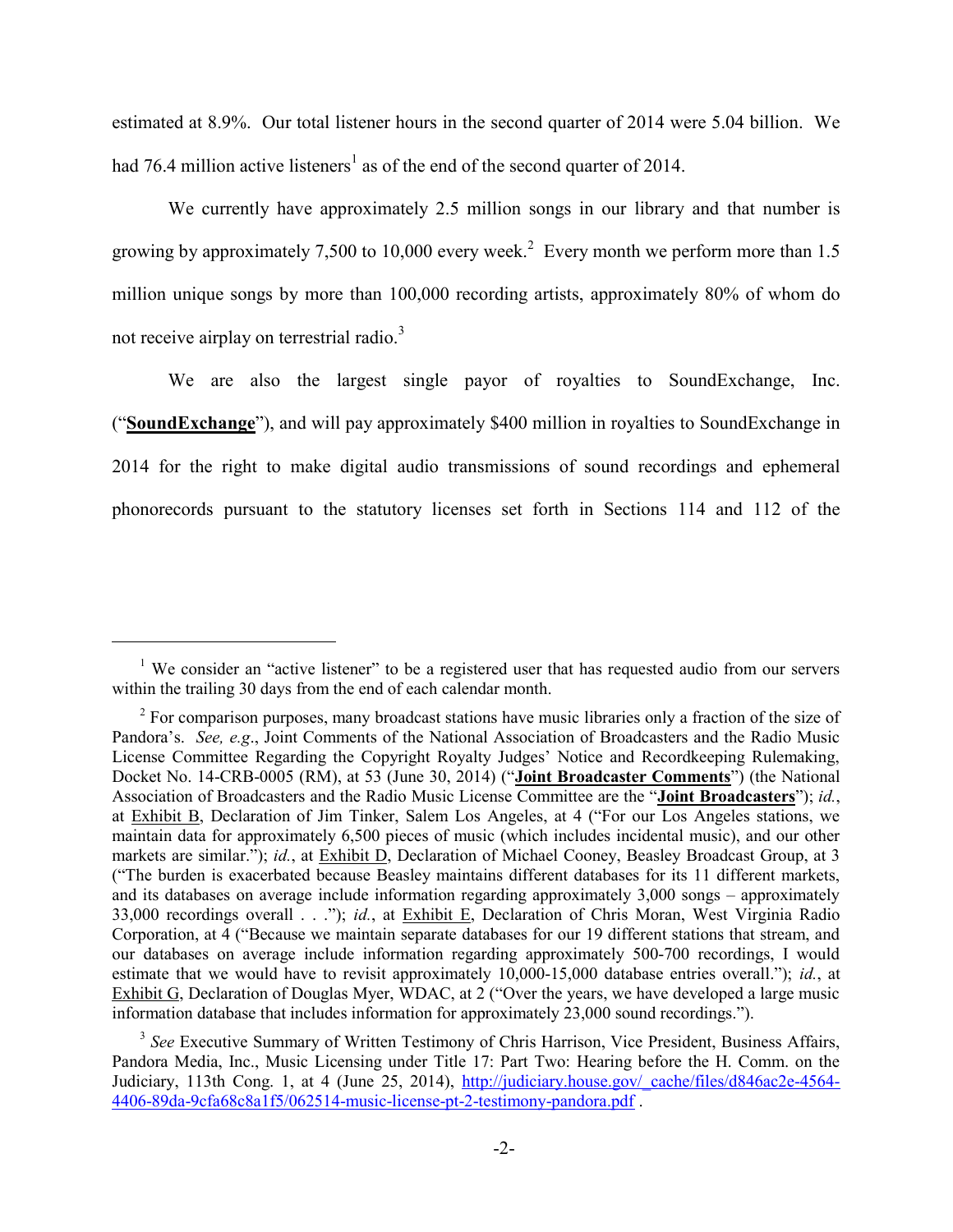estimated at 8.9%. Our total listener hours in the second quarter of 2014 were 5.04 billion. We had 76.4 million active listeners[1] as of the end of the second quarter of 2014.

We currently have approximately 2.5 million songs in our library and that number is growing by approximately 7,500 to 10,000 every week.[2] Every month we perform more than 1.5 million unique songs by more than 100,000 recording artists, approximately 80% of whom do not receive airplay on terrestrial radio.[3]

We are also the largest single payor of royalties to SoundExchange, Inc. ("**SoundExchange**"), and will pay approximately $400 million in royalties to SoundExchange in 2014 for the right to make digital audio transmissions of sound recordings and ephemeral phonorecords pursuant to the statutory licenses set forth in Sections 114 and 112 of the

---

[1] We consider an "active listener" to be a registered user that has requested audio from our servers within the trailing 30 days from the end of each calendar month.

[2] For comparison purposes, many broadcast stations have music libraries only a fraction of the size of Pandora's. *See, e.g.*, Joint Comments of the National Association of Broadcasters and the Radio Music License Committee Regarding the Copyright Royalty Judges' Notice and Recordkeeping Rulemaking, Docket No. 14-CRB-0005 (RM), at 53 (June 30, 2014) ("**Joint Broadcaster Comments**") (the National Association of Broadcasters and the Radio Music License Committee are the "**Joint Broadcasters**"); *id.*, at Exhibit B, Declaration of Jim Tinker, Salem Los Angeles, at 4 ("For our Los Angeles stations, we maintain data for approximately 6,500 pieces of music (which includes incidental music), and our other markets are similar."); *id.*, at Exhibit D, Declaration of Michael Cooney, Beasley Broadcast Group, at 3 ("The burden is exacerbated because Beasley maintains different databases for its 11 different markets, and its databases on average include information regarding approximately 3,000 songs – approximately 33,000 recordings overall . . ."); *id.*, at Exhibit E, Declaration of Chris Moran, West Virginia Radio Corporation, at 4 ("Because we maintain separate databases for our 19 different stations that stream, and our databases on average include information regarding approximately 500-700 recordings, I would estimate that we would have to revisit approximately 10,000-15,000 database entries overall."); *id.*, at Exhibit G, Declaration of Douglas Myer, WDAC, at 2 ("Over the years, we have developed a large music information database that includes information for approximately 23,000 sound recordings.").

[3] *See* Executive Summary of Written Testimony of Chris Harrison, Vice President, Business Affairs, Pandora Media, Inc., Music Licensing under Title 17: Part Two: Hearing before the H. Comm. on the Judiciary, 113th Cong. 1, at 4 (June 25, 2014), http://judiciary.house.gov/_cache/files/d846ac2e-4564-4406-89da-9cfa68c8a1f5/062514-music-license-pt-2-testimony-pandora.pdf .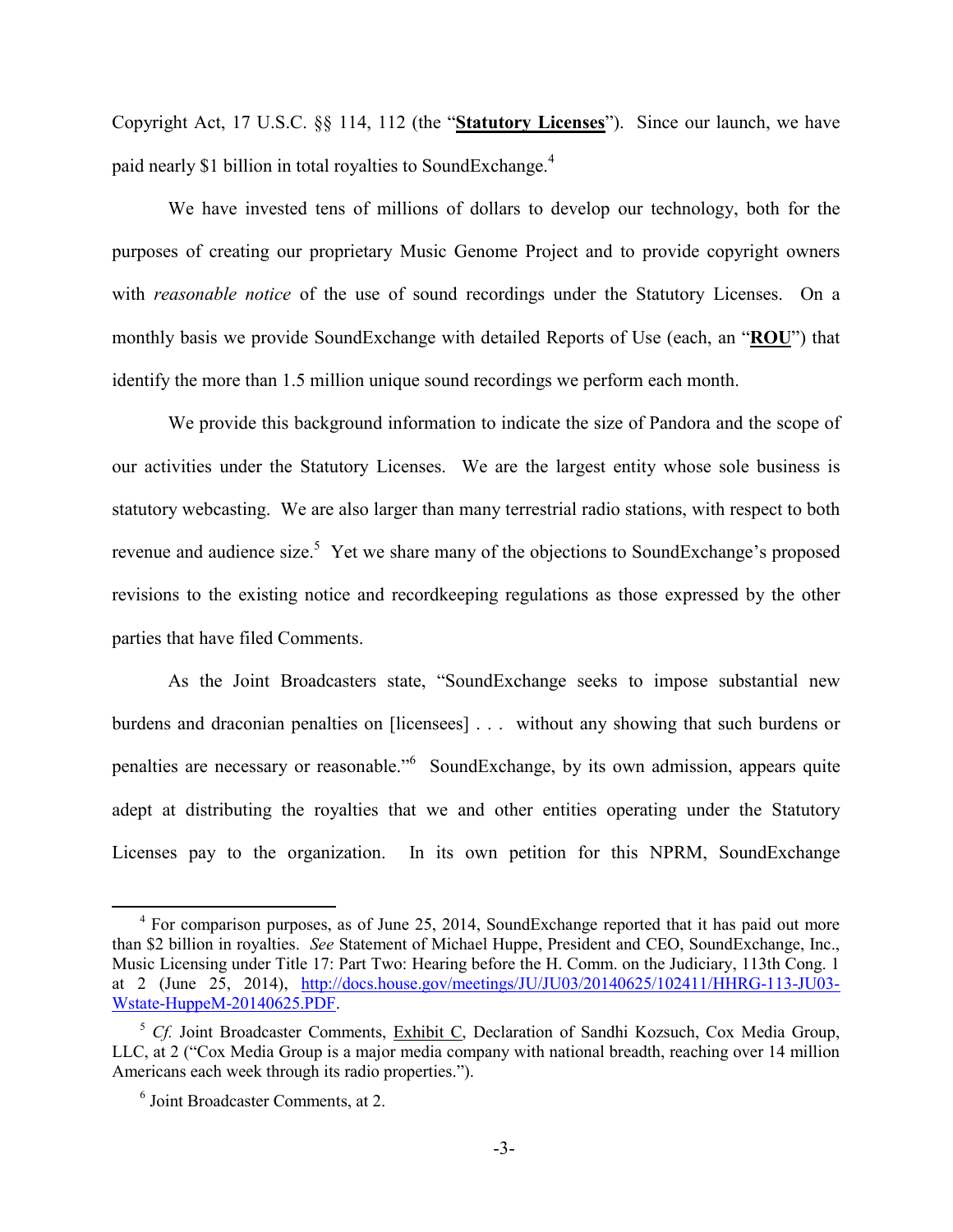Copyright Act, 17 U.S.C. §§ 114, 112 (the "**Statutory Licenses**"). Since our launch, we have paid nearly $1 billion in total royalties to SoundExchange.[4]

We have invested tens of millions of dollars to develop our technology, both for the purposes of creating our proprietary Music Genome Project and to provide copyright owners with *reasonable notice* of the use of sound recordings under the Statutory Licenses. On a monthly basis we provide SoundExchange with detailed Reports of Use (each, an "**ROU**") that identify the more than 1.5 million unique sound recordings we perform each month.

We provide this background information to indicate the size of Pandora and the scope of our activities under the Statutory Licenses. We are the largest entity whose sole business is statutory webcasting. We are also larger than many terrestrial radio stations, with respect to both revenue and audience size.[5] Yet we share many of the objections to SoundExchange's proposed revisions to the existing notice and recordkeeping regulations as those expressed by the other parties that have filed Comments.

As the Joint Broadcasters state, "SoundExchange seeks to impose substantial new burdens and draconian penalties on [licensees] . . . without any showing that such burdens or penalties are necessary or reasonable."[6] SoundExchange, by its own admission, appears quite adept at distributing the royalties that we and other entities operating under the Statutory Licenses pay to the organization. In its own petition for this NPRM, SoundExchange

---

[4] For comparison purposes, as of June 25, 2014, SoundExchange reported that it has paid out more than $2 billion in royalties. *See* Statement of Michael Huppe, President and CEO, SoundExchange, Inc., Music Licensing under Title 17: Part Two: Hearing before the H. Comm. on the Judiciary, 113th Cong. 1 at 2 (June 25, 2014), http://docs.house.gov/meetings/JU/JU03/20140625/102411/HHRG-113-JU03-Wstate-HuppeM-20140625.PDF.

[5] *Cf.* Joint Broadcaster Comments, Exhibit C, Declaration of Sandhi Kozsuch, Cox Media Group, LLC, at 2 ("Cox Media Group is a major media company with national breadth, reaching over 14 million Americans each week through its radio properties.").

[6] Joint Broadcaster Comments, at 2.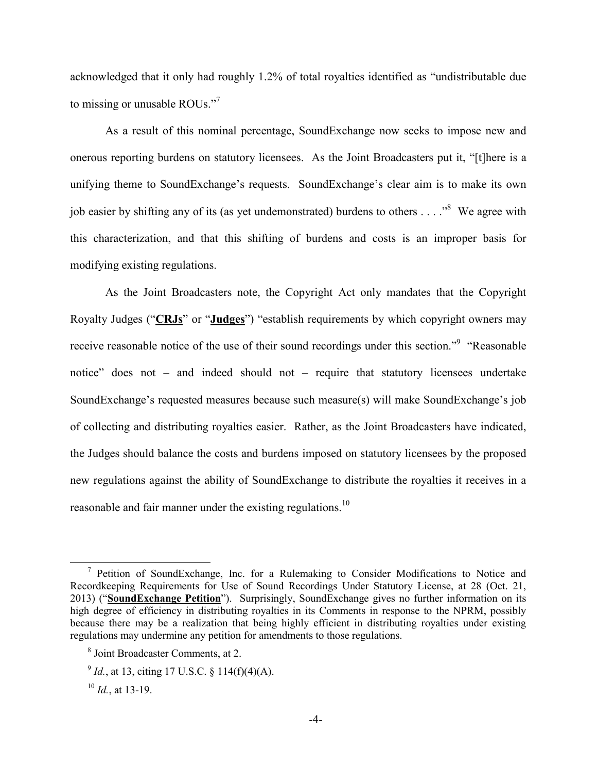acknowledged that it only had roughly 1.2% of total royalties identified as "undistributable due to missing or unusable ROUs."[7]

As a result of this nominal percentage, SoundExchange now seeks to impose new and onerous reporting burdens on statutory licensees. As the Joint Broadcasters put it, "[t]here is a unifying theme to SoundExchange's requests. SoundExchange's clear aim is to make its own job easier by shifting any of its (as yet undemonstrated) burdens to others . . . ."[8] We agree with this characterization, and that this shifting of burdens and costs is an improper basis for modifying existing regulations.

As the Joint Broadcasters note, the Copyright Act only mandates that the Copyright Royalty Judges ("**CRJs**" or "**Judges**") "establish requirements by which copyright owners may receive reasonable notice of the use of their sound recordings under this section."[9] "Reasonable notice" does not – and indeed should not – require that statutory licensees undertake SoundExchange's requested measures because such measure(s) will make SoundExchange's job of collecting and distributing royalties easier. Rather, as the Joint Broadcasters have indicated, the Judges should balance the costs and burdens imposed on statutory licensees by the proposed new regulations against the ability of SoundExchange to distribute the royalties it receives in a reasonable and fair manner under the existing regulations.[10]

---

[7] Petition of SoundExchange, Inc. for a Rulemaking to Consider Modifications to Notice and Recordkeeping Requirements for Use of Sound Recordings Under Statutory License, at 28 (Oct. 21, 2013) ("**SoundExchange Petition**"). Surprisingly, SoundExchange gives no further information on its high degree of efficiency in distributing royalties in its Comments in response to the NPRM, possibly because there may be a realization that being highly efficient in distributing royalties under existing regulations may undermine any petition for amendments to those regulations.

[8] Joint Broadcaster Comments, at 2.

[9] *Id.*, at 13, citing 17 U.S.C. § 114(f)(4)(A).

[10] *Id.*, at 13-19.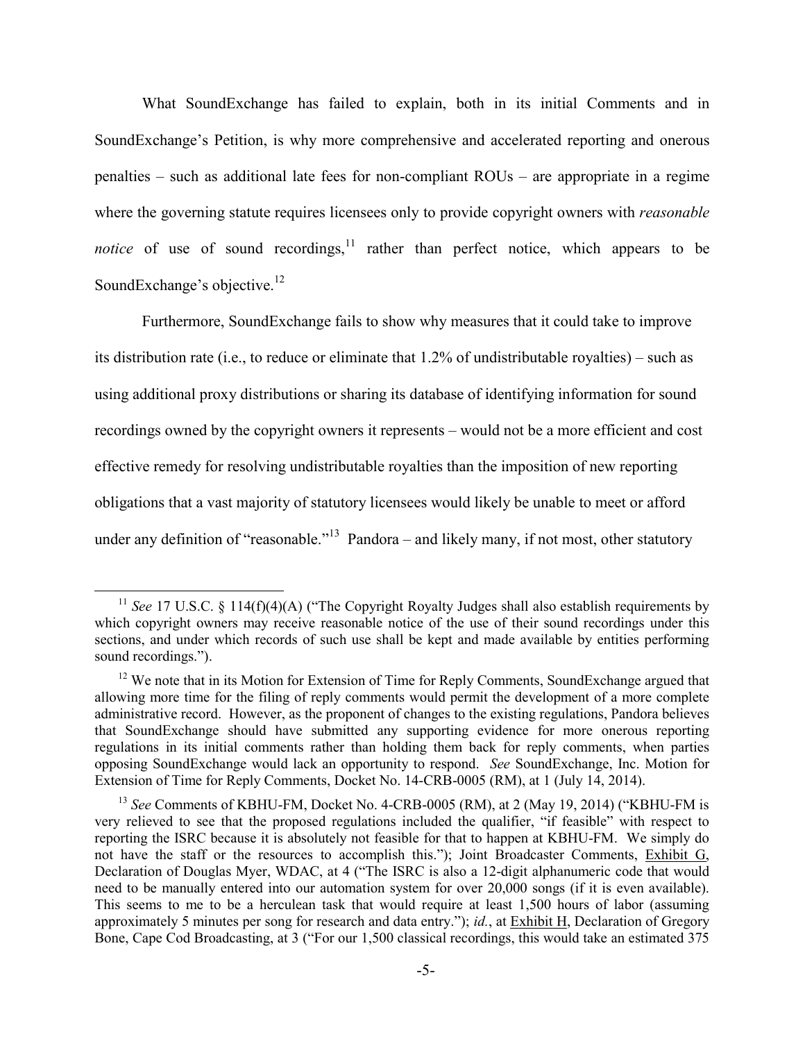What SoundExchange has failed to explain, both in its initial Comments and in SoundExchange's Petition, is why more comprehensive and accelerated reporting and onerous penalties – such as additional late fees for non-compliant ROUs – are appropriate in a regime where the governing statute requires licensees only to provide copyright owners with *reasonable notice* of use of sound recordings,[11] rather than perfect notice, which appears to be SoundExchange's objective.[12]

Furthermore, SoundExchange fails to show why measures that it could take to improve its distribution rate (i.e., to reduce or eliminate that 1.2% of undistributable royalties) – such as using additional proxy distributions or sharing its database of identifying information for sound recordings owned by the copyright owners it represents – would not be a more efficient and cost effective remedy for resolving undistributable royalties than the imposition of new reporting obligations that a vast majority of statutory licensees would likely be unable to meet or afford under any definition of "reasonable."[13] Pandora – and likely many, if not most, other statutory

---

[11] *See* 17 U.S.C. § 114(f)(4)(A) ("The Copyright Royalty Judges shall also establish requirements by which copyright owners may receive reasonable notice of the use of their sound recordings under this sections, and under which records of such use shall be kept and made available by entities performing sound recordings.").

[12] We note that in its Motion for Extension of Time for Reply Comments, SoundExchange argued that allowing more time for the filing of reply comments would permit the development of a more complete administrative record. However, as the proponent of changes to the existing regulations, Pandora believes that SoundExchange should have submitted any supporting evidence for more onerous reporting regulations in its initial comments rather than holding them back for reply comments, when parties opposing SoundExchange would lack an opportunity to respond. *See* SoundExchange, Inc. Motion for Extension of Time for Reply Comments, Docket No. 14-CRB-0005 (RM), at 1 (July 14, 2014).

[13] *See* Comments of KBHU-FM, Docket No. 4-CRB-0005 (RM), at 2 (May 19, 2014) ("KBHU-FM is very relieved to see that the proposed regulations included the qualifier, "if feasible" with respect to reporting the ISRC because it is absolutely not feasible for that to happen at KBHU-FM. We simply do not have the staff or the resources to accomplish this."); Joint Broadcaster Comments, Exhibit G, Declaration of Douglas Myer, WDAC, at 4 ("The ISRC is also a 12-digit alphanumeric code that would need to be manually entered into our automation system for over 20,000 songs (if it is even available). This seems to me to be a herculean task that would require at least 1,500 hours of labor (assuming approximately 5 minutes per song for research and data entry)."); *id.*, at Exhibit H, Declaration of Gregory Bone, Cape Cod Broadcasting, at 3 ("For our 1,500 classical recordings, this would take an estimated 375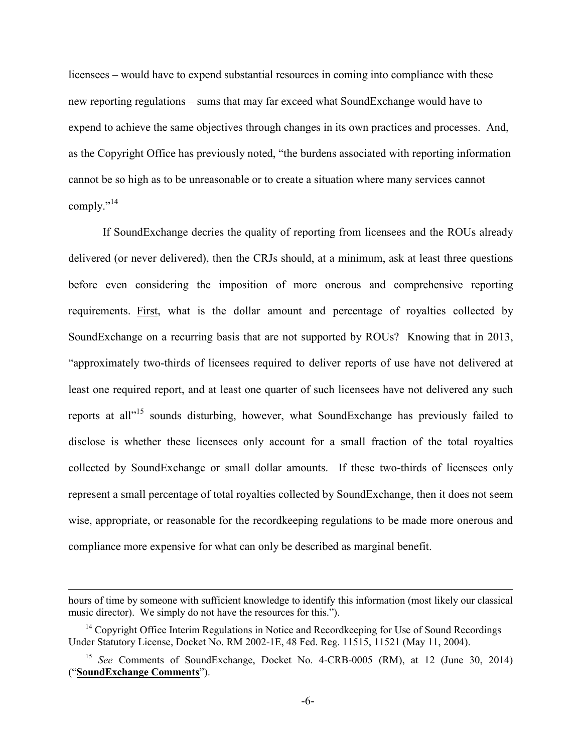licensees – would have to expend substantial resources in coming into compliance with these new reporting regulations – sums that may far exceed what SoundExchange would have to expend to achieve the same objectives through changes in its own practices and processes. And, as the Copyright Office has previously noted, "the burdens associated with reporting information cannot be so high as to be unreasonable or to create a situation where many services cannot comply."[14]

If SoundExchange decries the quality of reporting from licensees and the ROUs already delivered (or never delivered), then the CRJs should, at a minimum, ask at least three questions before even considering the imposition of more onerous and comprehensive reporting requirements. First, what is the dollar amount and percentage of royalties collected by SoundExchange on a recurring basis that are not supported by ROUs? Knowing that in 2013, "approximately two-thirds of licensees required to deliver reports of use have not delivered at least one required report, and at least one quarter of such licensees have not delivered any such reports at all"[15] sounds disturbing, however, what SoundExchange has previously failed to disclose is whether these licensees only account for a small fraction of the total royalties collected by SoundExchange or small dollar amounts. If these two-thirds of licensees only represent a small percentage of total royalties collected by SoundExchange, then it does not seem wise, appropriate, or reasonable for the recordkeeping regulations to be made more onerous and compliance more expensive for what can only be described as marginal benefit.

---

hours of time by someone with sufficient knowledge to identify this information (most likely our classical music director). We simply do not have the resources for this.").

[14] Copyright Office Interim Regulations in Notice and Recordkeeping for Use of Sound Recordings Under Statutory License, Docket No. RM 2002-1E, 48 Fed. Reg. 11515, 11521 (May 11, 2004).

[15] *See* Comments of SoundExchange, Docket No. 4-CRB-0005 (RM), at 12 (June 30, 2014) ("**SoundExchange Comments**").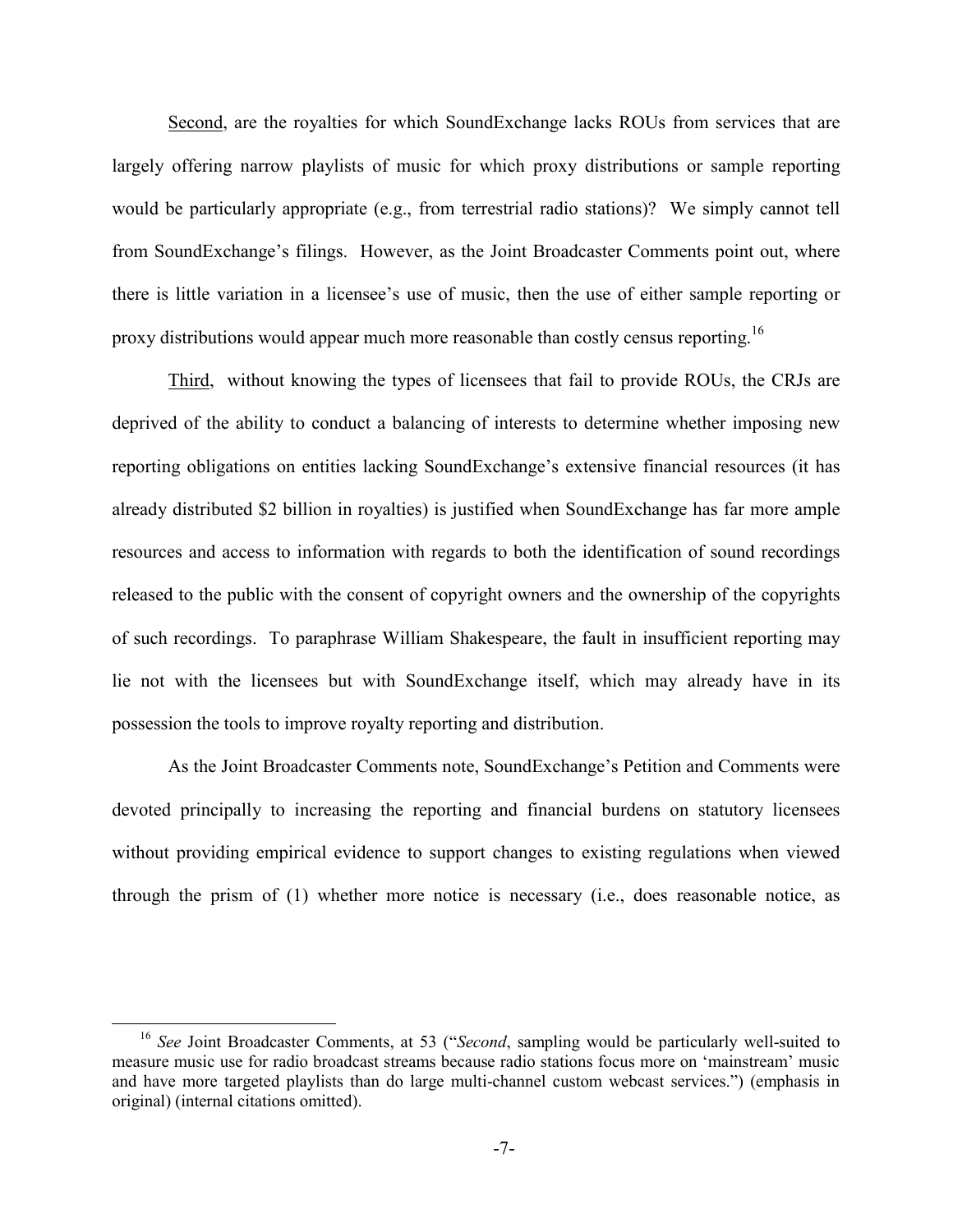Second, are the royalties for which SoundExchange lacks ROUs from services that are largely offering narrow playlists of music for which proxy distributions or sample reporting would be particularly appropriate (e.g., from terrestrial radio stations)? We simply cannot tell from SoundExchange's filings. However, as the Joint Broadcaster Comments point out, where there is little variation in a licensee's use of music, then the use of either sample reporting or proxy distributions would appear much more reasonable than costly census reporting.[16]

Third, without knowing the types of licensees that fail to provide ROUs, the CRJs are deprived of the ability to conduct a balancing of interests to determine whether imposing new reporting obligations on entities lacking SoundExchange's extensive financial resources (it has already distributed \$2 billion in royalties) is justified when SoundExchange has far more ample resources and access to information with regards to both the identification of sound recordings released to the public with the consent of copyright owners and the ownership of the copyrights of such recordings. To paraphrase William Shakespeare, the fault in insufficient reporting may lie not with the licensees but with SoundExchange itself, which may already have in its possession the tools to improve royalty reporting and distribution.

As the Joint Broadcaster Comments note, SoundExchange's Petition and Comments were devoted principally to increasing the reporting and financial burdens on statutory licensees without providing empirical evidence to support changes to existing regulations when viewed through the prism of (1) whether more notice is necessary (i.e., does reasonable notice, as

---

[16] *See* Joint Broadcaster Comments, at 53 ("*Second*, sampling would be particularly well-suited to measure music use for radio broadcast streams because radio stations focus more on 'mainstream' music and have more targeted playlists than do large multi-channel custom webcast services.") (emphasis in original) (internal citations omitted).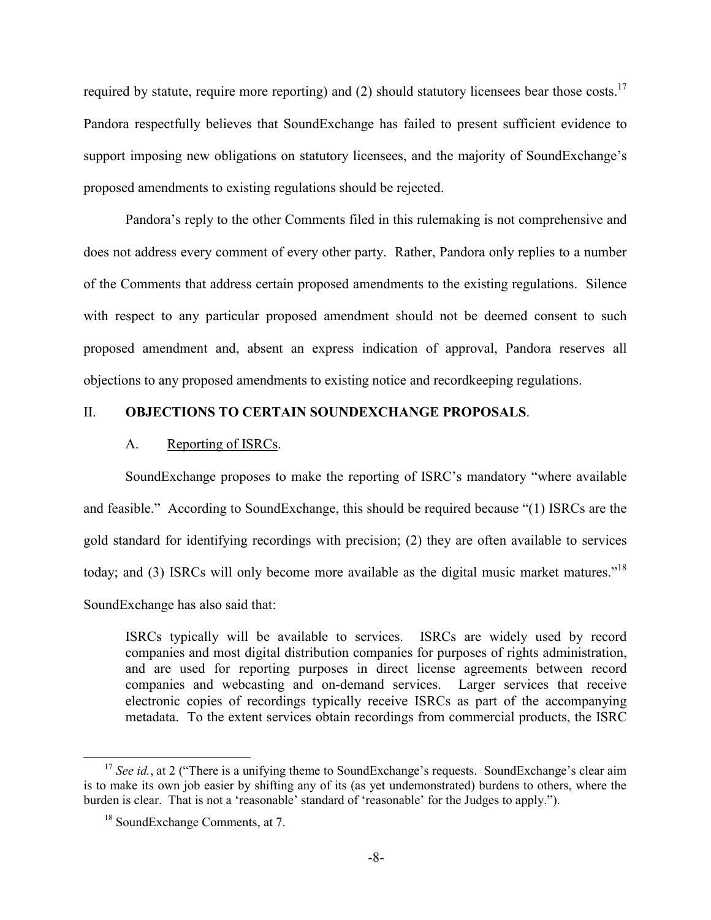required by statute, require more reporting) and (2) should statutory licensees bear those costs.[17] Pandora respectfully believes that SoundExchange has failed to present sufficient evidence to support imposing new obligations on statutory licensees, and the majority of SoundExchange's proposed amendments to existing regulations should be rejected.

Pandora's reply to the other Comments filed in this rulemaking is not comprehensive and does not address every comment of every other party. Rather, Pandora only replies to a number of the Comments that address certain proposed amendments to the existing regulations. Silence with respect to any particular proposed amendment should not be deemed consent to such proposed amendment and, absent an express indication of approval, Pandora reserves all objections to any proposed amendments to existing notice and recordkeeping regulations.

## II. **OBJECTIONS TO CERTAIN SOUNDEXCHANGE PROPOSALS**.

### A. Reporting of ISRCs.

SoundExchange proposes to make the reporting of ISRC's mandatory "where available and feasible." According to SoundExchange, this should be required because "(1) ISRCs are the gold standard for identifying recordings with precision; (2) they are often available to services today; and (3) ISRCs will only become more available as the digital music market matures."[18] SoundExchange has also said that:

> ISRCs typically will be available to services. ISRCs are widely used by record companies and most digital distribution companies for purposes of rights administration, and are used for reporting purposes in direct license agreements between record companies and webcasting and on-demand services. Larger services that receive electronic copies of recordings typically receive ISRCs as part of the accompanying metadata. To the extent services obtain recordings from commercial products, the ISRC

---

[17] *See id.*, at 2 ("There is a unifying theme to SoundExchange's requests. SoundExchange's clear aim is to make its own job easier by shifting any of its (as yet undemonstrated) burdens to others, where the burden is clear. That is not a 'reasonable' standard of 'reasonable' for the Judges to apply.").

[18] SoundExchange Comments, at 7.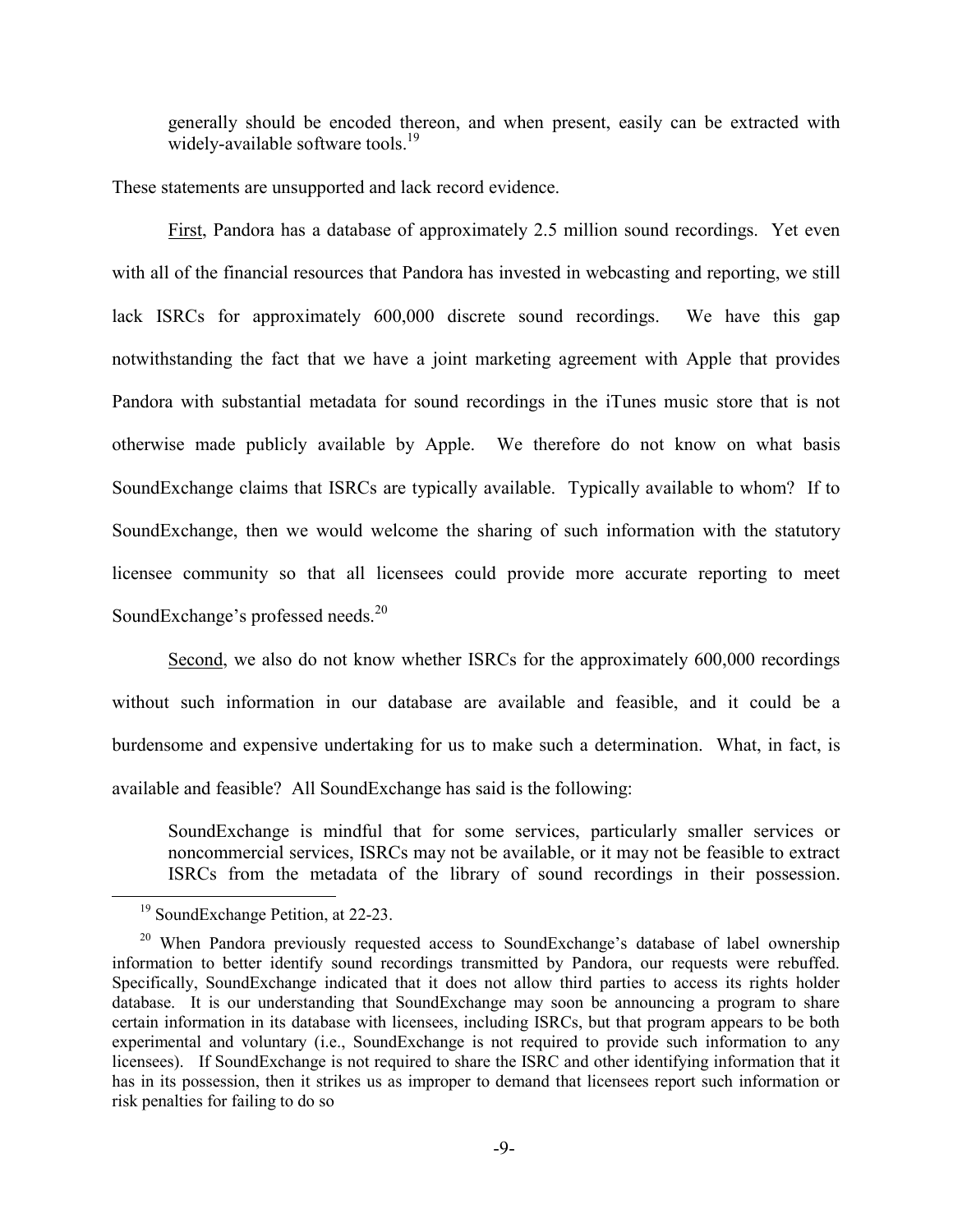> generally should be encoded thereon, and when present, easily can be extracted with widely-available software tools.[19]

These statements are unsupported and lack record evidence.

First, Pandora has a database of approximately 2.5 million sound recordings. Yet even with all of the financial resources that Pandora has invested in webcasting and reporting, we still lack ISRCs for approximately 600,000 discrete sound recordings. We have this gap notwithstanding the fact that we have a joint marketing agreement with Apple that provides Pandora with substantial metadata for sound recordings in the iTunes music store that is not otherwise made publicly available by Apple. We therefore do not know on what basis SoundExchange claims that ISRCs are typically available. Typically available to whom? If to SoundExchange, then we would welcome the sharing of such information with the statutory licensee community so that all licensees could provide more accurate reporting to meet SoundExchange's professed needs.[20]

Second, we also do not know whether ISRCs for the approximately 600,000 recordings without such information in our database are available and feasible, and it could be a burdensome and expensive undertaking for us to make such a determination. What, in fact, is available and feasible? All SoundExchange has said is the following:

> SoundExchange is mindful that for some services, particularly smaller services or noncommercial services, ISRCs may not be available, or it may not be feasible to extract ISRCs from the metadata of the library of sound recordings in their possession.

[19] SoundExchange Petition, at 22-23.

[20] When Pandora previously requested access to SoundExchange's database of label ownership information to better identify sound recordings transmitted by Pandora, our requests were rebuffed. Specifically, SoundExchange indicated that it does not allow third parties to access its rights holder database. It is our understanding that SoundExchange may soon be announcing a program to share certain information in its database with licensees, including ISRCs, but that program appears to be both experimental and voluntary (i.e., SoundExchange is not required to provide such information to any licensees). If SoundExchange is not required to share the ISRC and other identifying information that it has in its possession, then it strikes us as improper to demand that licensees report such information or risk penalties for failing to do so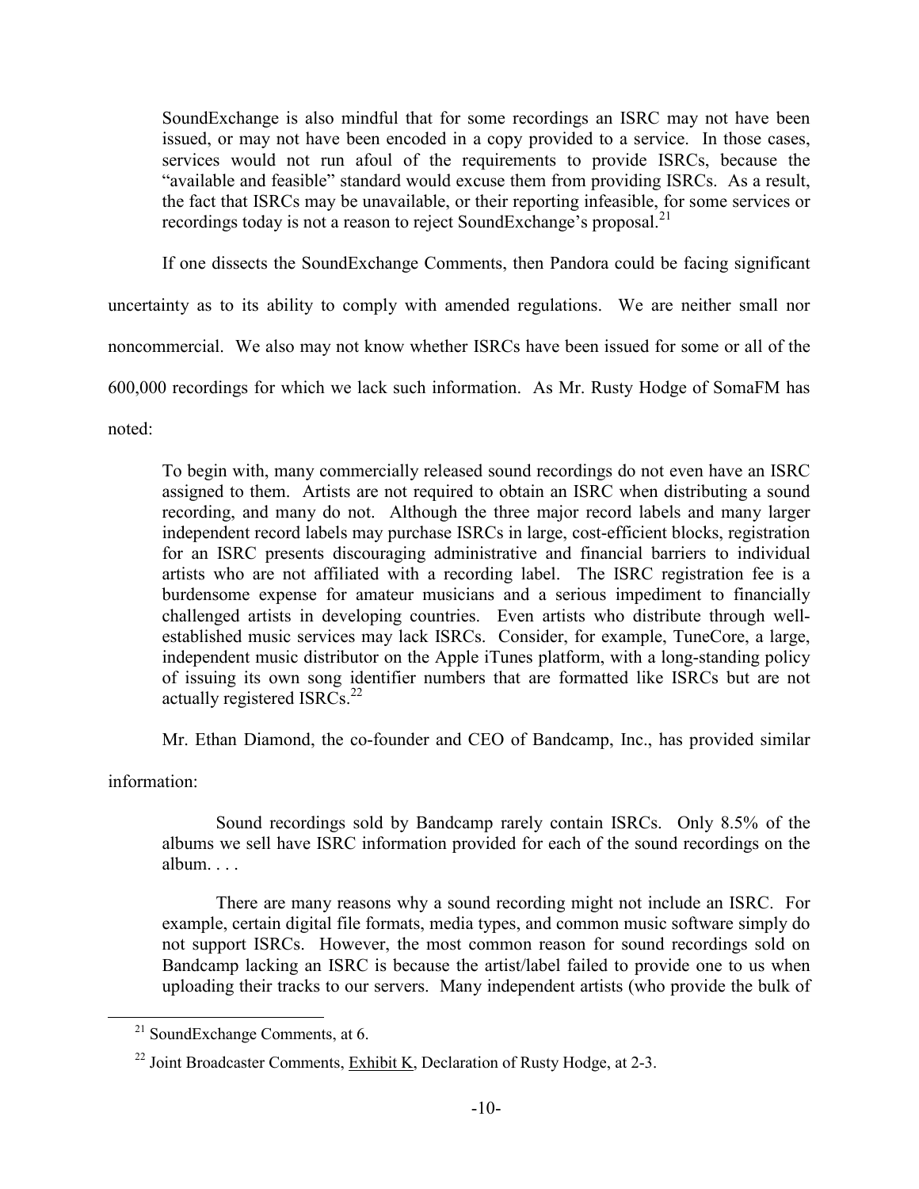> SoundExchange is also mindful that for some recordings an ISRC may not have been issued, or may not have been encoded in a copy provided to a service. In those cases, services would not run afoul of the requirements to provide ISRCs, because the "available and feasible" standard would excuse them from providing ISRCs. As a result, the fact that ISRCs may be unavailable, or their reporting infeasible, for some services or recordings today is not a reason to reject SoundExchange's proposal.[21]

If one dissects the SoundExchange Comments, then Pandora could be facing significant uncertainty as to its ability to comply with amended regulations. We are neither small nor noncommercial. We also may not know whether ISRCs have been issued for some or all of the 600,000 recordings for which we lack such information. As Mr. Rusty Hodge of SomaFM has noted:

> To begin with, many commercially released sound recordings do not even have an ISRC assigned to them. Artists are not required to obtain an ISRC when distributing a sound recording, and many do not. Although the three major record labels and many larger independent record labels may purchase ISRCs in large, cost-efficient blocks, registration for an ISRC presents discouraging administrative and financial barriers to individual artists who are not affiliated with a recording label. The ISRC registration fee is a burdensome expense for amateur musicians and a serious impediment to financially challenged artists in developing countries. Even artists who distribute through well-established music services may lack ISRCs. Consider, for example, TuneCore, a large, independent music distributor on the Apple iTunes platform, with a long-standing policy of issuing its own song identifier numbers that are formatted like ISRCs but are not actually registered ISRCs.[22]

Mr. Ethan Diamond, the co-founder and CEO of Bandcamp, Inc., has provided similar information:

> Sound recordings sold by Bandcamp rarely contain ISRCs. Only 8.5% of the albums we sell have ISRC information provided for each of the sound recordings on the album. . . .
>
> There are many reasons why a sound recording might not include an ISRC. For example, certain digital file formats, media types, and common music software simply do not support ISRCs. However, the most common reason for sound recordings sold on Bandcamp lacking an ISRC is because the artist/label failed to provide one to us when uploading their tracks to our servers. Many independent artists (who provide the bulk of

---

[21] SoundExchange Comments, at 6.

[22] Joint Broadcaster Comments, Exhibit K, Declaration of Rusty Hodge, at 2-3.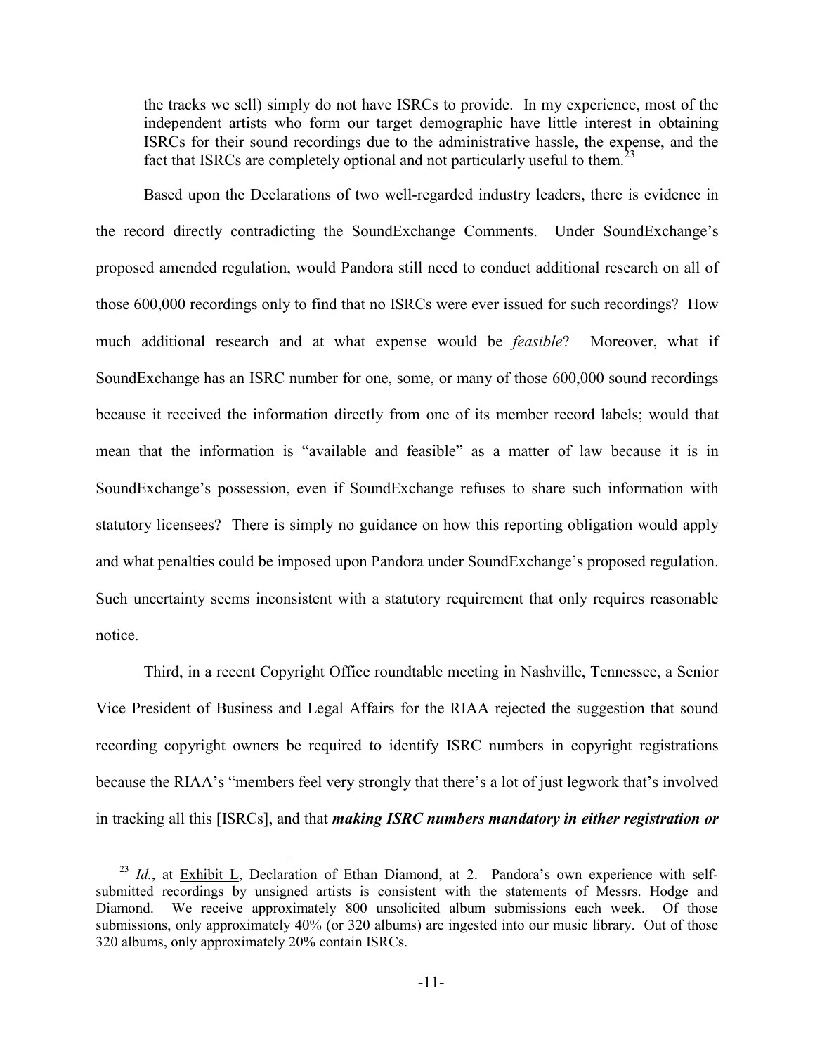the tracks we sell) simply do not have ISRCs to provide. In my experience, most of the independent artists who form our target demographic have little interest in obtaining ISRCs for their sound recordings due to the administrative hassle, the expense, and the fact that ISRCs are completely optional and not particularly useful to them.[23]

Based upon the Declarations of two well-regarded industry leaders, there is evidence in the record directly contradicting the SoundExchange Comments. Under SoundExchange's proposed amended regulation, would Pandora still need to conduct additional research on all of those 600,000 recordings only to find that no ISRCs were ever issued for such recordings? How much additional research and at what expense would be *feasible*? Moreover, what if SoundExchange has an ISRC number for one, some, or many of those 600,000 sound recordings because it received the information directly from one of its member record labels; would that mean that the information is "available and feasible" as a matter of law because it is in SoundExchange's possession, even if SoundExchange refuses to share such information with statutory licensees? There is simply no guidance on how this reporting obligation would apply and what penalties could be imposed upon Pandora under SoundExchange's proposed regulation. Such uncertainty seems inconsistent with a statutory requirement that only requires reasonable notice.

Third, in a recent Copyright Office roundtable meeting in Nashville, Tennessee, a Senior Vice President of Business and Legal Affairs for the RIAA rejected the suggestion that sound recording copyright owners be required to identify ISRC numbers in copyright registrations because the RIAA's "members feel very strongly that there's a lot of just legwork that's involved in tracking all this [ISRCs], and that ***making ISRC numbers mandatory in either registration or***

[23] *Id.*, at Exhibit L, Declaration of Ethan Diamond, at 2. Pandora's own experience with self-submitted recordings by unsigned artists is consistent with the statements of Messrs. Hodge and Diamond. We receive approximately 800 unsolicited album submissions each week. Of those submissions, only approximately 40% (or 320 albums) are ingested into our music library. Out of those 320 albums, only approximately 20% contain ISRCs.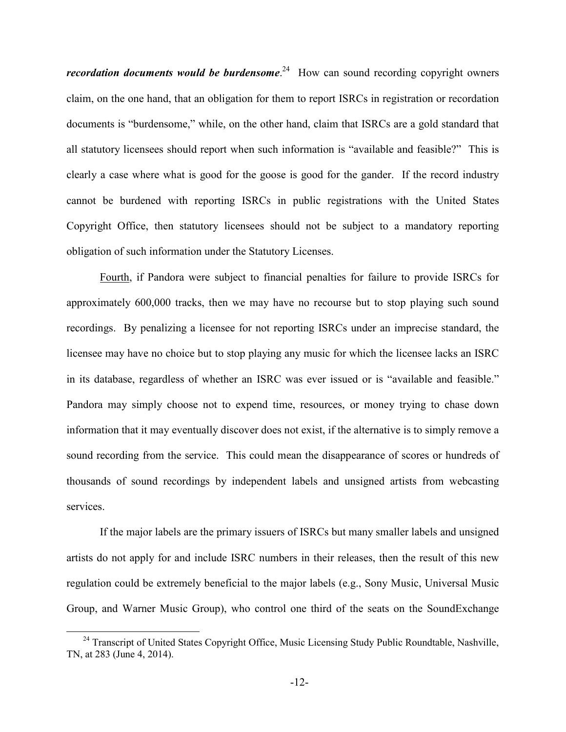***recordation documents would be burdensome***.[24] How can sound recording copyright owners claim, on the one hand, that an obligation for them to report ISRCs in registration or recordation documents is "burdensome," while, on the other hand, claim that ISRCs are a gold standard that all statutory licensees should report when such information is "available and feasible?" This is clearly a case where what is good for the goose is good for the gander. If the record industry cannot be burdened with reporting ISRCs in public registrations with the United States Copyright Office, then statutory licensees should not be subject to a mandatory reporting obligation of such information under the Statutory Licenses.

<u>Fourth</u>, if Pandora were subject to financial penalties for failure to provide ISRCs for approximately 600,000 tracks, then we may have no recourse but to stop playing such sound recordings. By penalizing a licensee for not reporting ISRCs under an imprecise standard, the licensee may have no choice but to stop playing any music for which the licensee lacks an ISRC in its database, regardless of whether an ISRC was ever issued or is "available and feasible." Pandora may simply choose not to expend time, resources, or money trying to chase down information that it may eventually discover does not exist, if the alternative is to simply remove a sound recording from the service. This could mean the disappearance of scores or hundreds of thousands of sound recordings by independent labels and unsigned artists from webcasting services.

If the major labels are the primary issuers of ISRCs but many smaller labels and unsigned artists do not apply for and include ISRC numbers in their releases, then the result of this new regulation could be extremely beneficial to the major labels (e.g., Sony Music, Universal Music Group, and Warner Music Group), who control one third of the seats on the SoundExchange

---

[24] Transcript of United States Copyright Office, Music Licensing Study Public Roundtable, Nashville, TN, at 283 (June 4, 2014).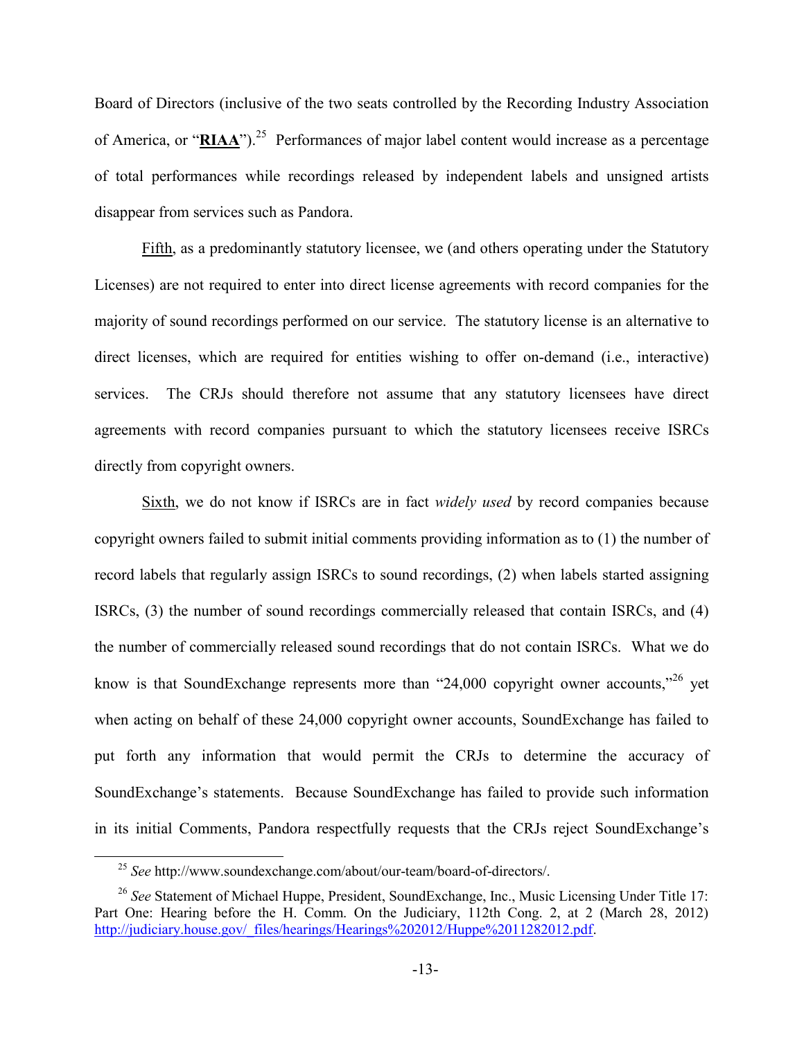Board of Directors (inclusive of the two seats controlled by the Recording Industry Association of America, or "**RIAA**").[25] Performances of major label content would increase as a percentage of total performances while recordings released by independent labels and unsigned artists disappear from services such as Pandora.

Fifth, as a predominantly statutory licensee, we (and others operating under the Statutory Licenses) are not required to enter into direct license agreements with record companies for the majority of sound recordings performed on our service. The statutory license is an alternative to direct licenses, which are required for entities wishing to offer on-demand (i.e., interactive) services. The CRJs should therefore not assume that any statutory licensees have direct agreements with record companies pursuant to which the statutory licensees receive ISRCs directly from copyright owners.

Sixth, we do not know if ISRCs are in fact *widely used* by record companies because copyright owners failed to submit initial comments providing information as to (1) the number of record labels that regularly assign ISRCs to sound recordings, (2) when labels started assigning ISRCs, (3) the number of sound recordings commercially released that contain ISRCs, and (4) the number of commercially released sound recordings that do not contain ISRCs. What we do know is that SoundExchange represents more than "24,000 copyright owner accounts,"[26] yet when acting on behalf of these 24,000 copyright owner accounts, SoundExchange has failed to put forth any information that would permit the CRJs to determine the accuracy of SoundExchange's statements. Because SoundExchange has failed to provide such information in its initial Comments, Pandora respectfully requests that the CRJs reject SoundExchange's

[25] *See* http://www.soundexchange.com/about/our-team/board-of-directors/.

[26] *See* Statement of Michael Huppe, President, SoundExchange, Inc., Music Licensing Under Title 17: Part One: Hearing before the H. Comm. On the Judiciary, 112th Cong. 2, at 2 (March 28, 2012) http://judiciary.house.gov/_files/hearings/Hearings%202012/Huppe%2011282012.pdf.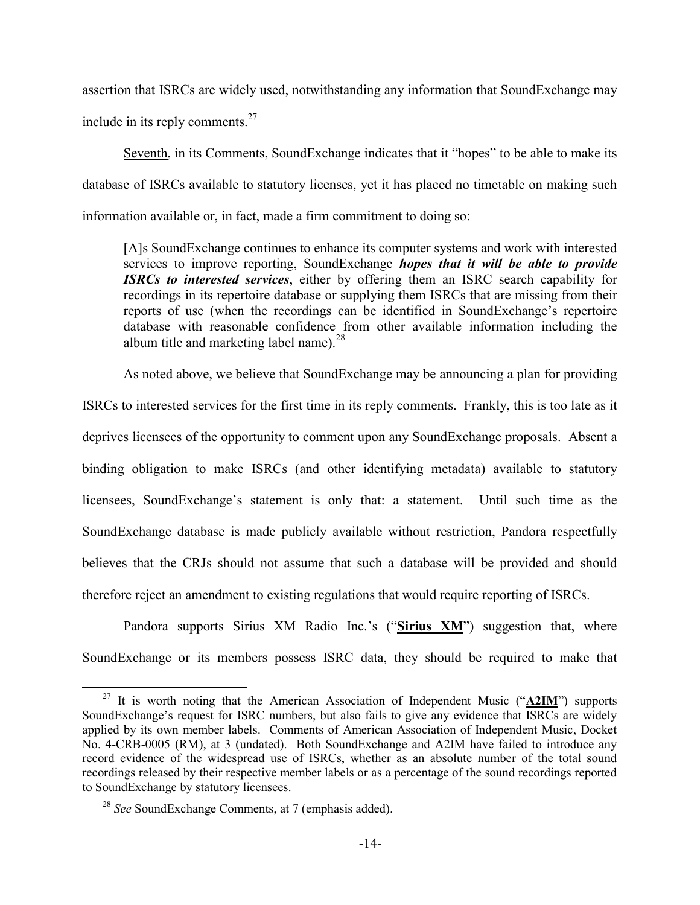assertion that ISRCs are widely used, notwithstanding any information that SoundExchange may include in its reply comments.[27]

Seventh, in its Comments, SoundExchange indicates that it "hopes" to be able to make its database of ISRCs available to statutory licenses, yet it has placed no timetable on making such information available or, in fact, made a firm commitment to doing so:

> [A]s SoundExchange continues to enhance its computer systems and work with interested services to improve reporting, SoundExchange ***hopes that it will be able to provide ISRCs to interested services***, either by offering them an ISRC search capability for recordings in its repertoire database or supplying them ISRCs that are missing from their reports of use (when the recordings can be identified in SoundExchange's repertoire database with reasonable confidence from other available information including the album title and marketing label name).[28]

As noted above, we believe that SoundExchange may be announcing a plan for providing ISRCs to interested services for the first time in its reply comments. Frankly, this is too late as it deprives licensees of the opportunity to comment upon any SoundExchange proposals. Absent a binding obligation to make ISRCs (and other identifying metadata) available to statutory licensees, SoundExchange's statement is only that: a statement. Until such time as the SoundExchange database is made publicly available without restriction, Pandora respectfully believes that the CRJs should not assume that such a database will be provided and should therefore reject an amendment to existing regulations that would require reporting of ISRCs.

Pandora supports Sirius XM Radio Inc.'s ("**Sirius XM**") suggestion that, where SoundExchange or its members possess ISRC data, they should be required to make that

---

[27] It is worth noting that the American Association of Independent Music ("**A2IM**") supports SoundExchange's request for ISRC numbers, but also fails to give any evidence that ISRCs are widely applied by its own member labels. Comments of American Association of Independent Music, Docket No. 4-CRB-0005 (RM), at 3 (undated). Both SoundExchange and A2IM have failed to introduce any record evidence of the widespread use of ISRCs, whether as an absolute number of the total sound recordings released by their respective member labels or as a percentage of the sound recordings reported to SoundExchange by statutory licensees.

[28] *See* SoundExchange Comments, at 7 (emphasis added).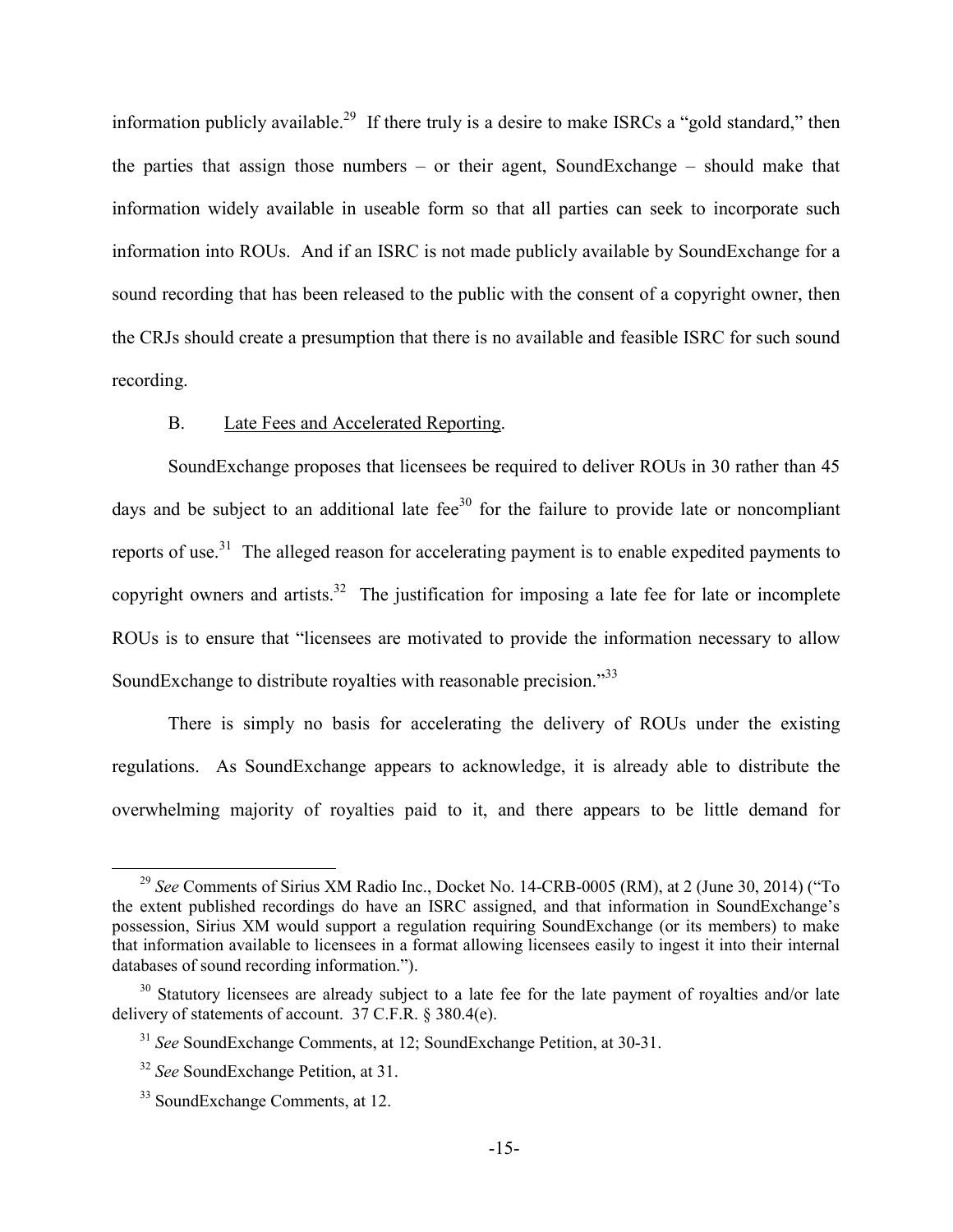information publicly available.[29] If there truly is a desire to make ISRCs a "gold standard," then the parties that assign those numbers – or their agent, SoundExchange – should make that information widely available in useable form so that all parties can seek to incorporate such information into ROUs. And if an ISRC is not made publicly available by SoundExchange for a sound recording that has been released to the public with the consent of a copyright owner, then the CRJs should create a presumption that there is no available and feasible ISRC for such sound recording.

### B. Late Fees and Accelerated Reporting.

SoundExchange proposes that licensees be required to deliver ROUs in 30 rather than 45 days and be subject to an additional late fee[30] for the failure to provide late or noncompliant reports of use.[31] The alleged reason for accelerating payment is to enable expedited payments to copyright owners and artists.[32] The justification for imposing a late fee for late or incomplete ROUs is to ensure that "licensees are motivated to provide the information necessary to allow SoundExchange to distribute royalties with reasonable precision."[33]

There is simply no basis for accelerating the delivery of ROUs under the existing regulations. As SoundExchange appears to acknowledge, it is already able to distribute the overwhelming majority of royalties paid to it, and there appears to be little demand for

---

[29] *See* Comments of Sirius XM Radio Inc., Docket No. 14-CRB-0005 (RM), at 2 (June 30, 2014) ("To the extent published recordings do have an ISRC assigned, and that information in SoundExchange's possession, Sirius XM would support a regulation requiring SoundExchange (or its members) to make that information available to licensees in a format allowing licensees easily to ingest it into their internal databases of sound recording information.").

[30] Statutory licensees are already subject to a late fee for the late payment of royalties and/or late delivery of statements of account. 37 C.F.R. § 380.4(e).

[31] *See* SoundExchange Comments, at 12; SoundExchange Petition, at 30-31.

[32] *See* SoundExchange Petition, at 31.

[33] SoundExchange Comments, at 12.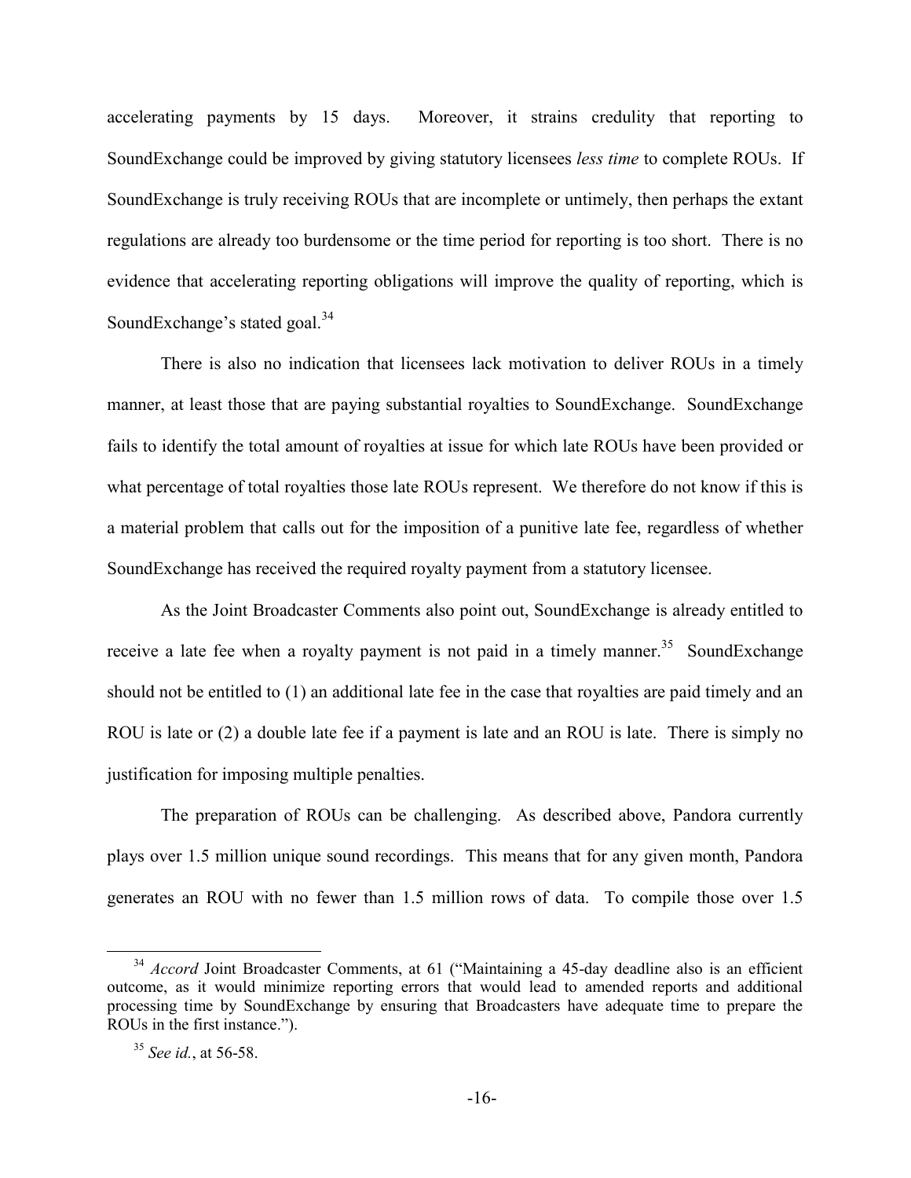accelerating payments by 15 days. Moreover, it strains credulity that reporting to SoundExchange could be improved by giving statutory licensees *less time* to complete ROUs. If SoundExchange is truly receiving ROUs that are incomplete or untimely, then perhaps the extant regulations are already too burdensome or the time period for reporting is too short. There is no evidence that accelerating reporting obligations will improve the quality of reporting, which is SoundExchange's stated goal.[34]

There is also no indication that licensees lack motivation to deliver ROUs in a timely manner, at least those that are paying substantial royalties to SoundExchange. SoundExchange fails to identify the total amount of royalties at issue for which late ROUs have been provided or what percentage of total royalties those late ROUs represent. We therefore do not know if this is a material problem that calls out for the imposition of a punitive late fee, regardless of whether SoundExchange has received the required royalty payment from a statutory licensee.

As the Joint Broadcaster Comments also point out, SoundExchange is already entitled to receive a late fee when a royalty payment is not paid in a timely manner.[35] SoundExchange should not be entitled to (1) an additional late fee in the case that royalties are paid timely and an ROU is late or (2) a double late fee if a payment is late and an ROU is late. There is simply no justification for imposing multiple penalties.

The preparation of ROUs can be challenging. As described above, Pandora currently plays over 1.5 million unique sound recordings. This means that for any given month, Pandora generates an ROU with no fewer than 1.5 million rows of data. To compile those over 1.5

---

[34] *Accord* Joint Broadcaster Comments, at 61 ("Maintaining a 45-day deadline also is an efficient outcome, as it would minimize reporting errors that would lead to amended reports and additional processing time by SoundExchange by ensuring that Broadcasters have adequate time to prepare the ROUs in the first instance.").

[35] *See id.*, at 56-58.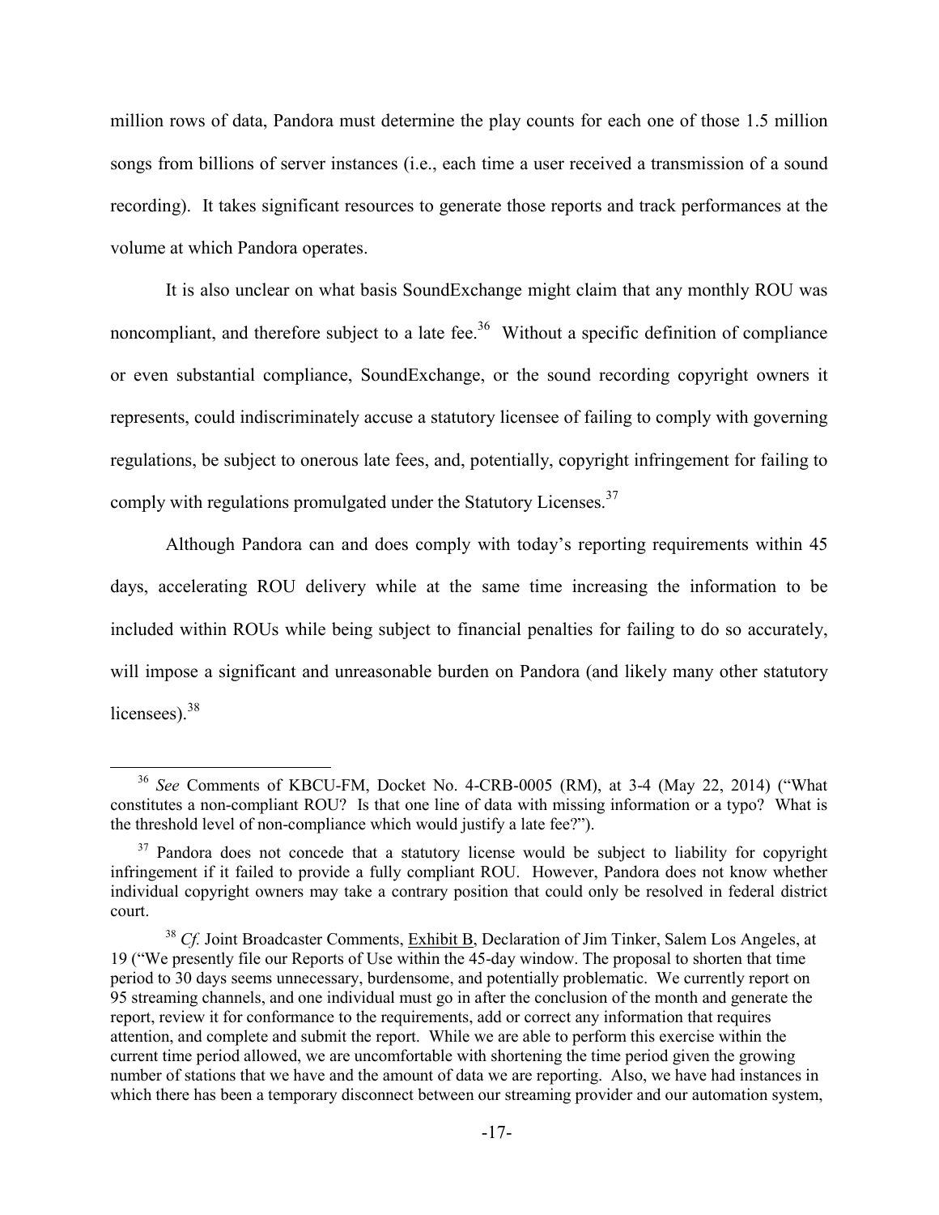million rows of data, Pandora must determine the play counts for each one of those 1.5 million songs from billions of server instances (i.e., each time a user received a transmission of a sound recording). It takes significant resources to generate those reports and track performances at the volume at which Pandora operates.

It is also unclear on what basis SoundExchange might claim that any monthly ROU was noncompliant, and therefore subject to a late fee.[36] Without a specific definition of compliance or even substantial compliance, SoundExchange, or the sound recording copyright owners it represents, could indiscriminately accuse a statutory licensee of failing to comply with governing regulations, be subject to onerous late fees, and, potentially, copyright infringement for failing to comply with regulations promulgated under the Statutory Licenses.[37]

Although Pandora can and does comply with today's reporting requirements within 45 days, accelerating ROU delivery while at the same time increasing the information to be included within ROUs while being subject to financial penalties for failing to do so accurately, will impose a significant and unreasonable burden on Pandora (and likely many other statutory licensees).[38]

---

[36] *See* Comments of KBCU-FM, Docket No. 4-CRB-0005 (RM), at 3-4 (May 22, 2014) ("What constitutes a non-compliant ROU? Is that one line of data with missing information or a typo? What is the threshold level of non-compliance which would justify a late fee?").

[37] Pandora does not concede that a statutory license would be subject to liability for copyright infringement if it failed to provide a fully compliant ROU. However, Pandora does not know whether individual copyright owners may take a contrary position that could only be resolved in federal district court.

[38] *Cf.* Joint Broadcaster Comments, Exhibit B, Declaration of Jim Tinker, Salem Los Angeles, at 19 ("We presently file our Reports of Use within the 45-day window. The proposal to shorten that time period to 30 days seems unnecessary, burdensome, and potentially problematic. We currently report on 95 streaming channels, and one individual must go in after the conclusion of the month and generate the report, review it for conformance to the requirements, add or correct any information that requires attention, and complete and submit the report. While we are able to perform this exercise within the current time period allowed, we are uncomfortable with shortening the time period given the growing number of stations that we have and the amount of data we are reporting. Also, we have had instances in which there has been a temporary disconnect between our streaming provider and our automation system,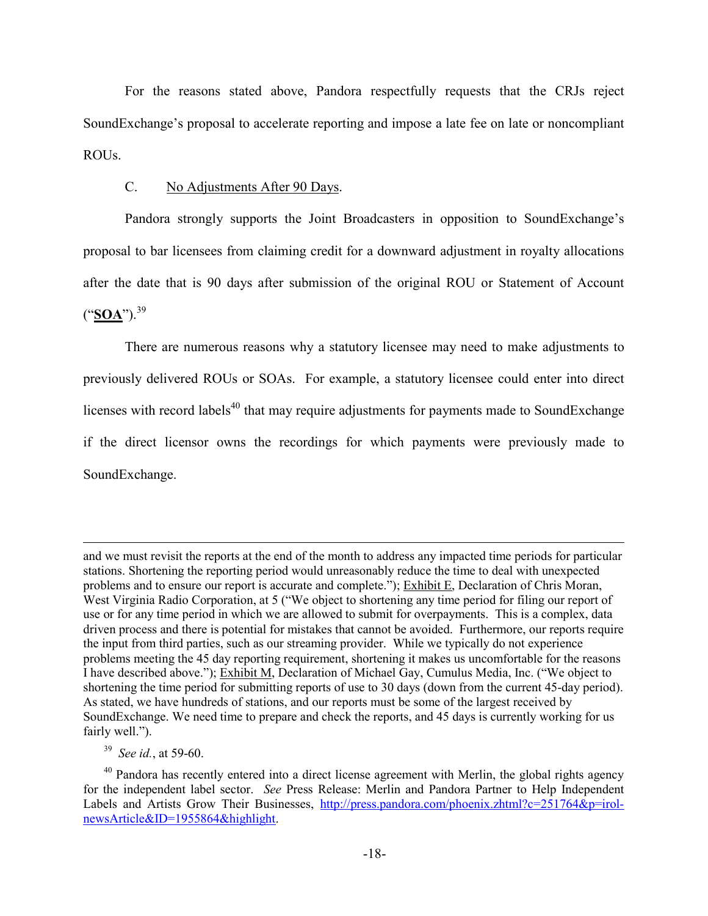For the reasons stated above, Pandora respectfully requests that the CRJs reject SoundExchange's proposal to accelerate reporting and impose a late fee on late or noncompliant ROUs.

C. No Adjustments After 90 Days.

Pandora strongly supports the Joint Broadcasters in opposition to SoundExchange's proposal to bar licensees from claiming credit for a downward adjustment in royalty allocations after the date that is 90 days after submission of the original ROU or Statement of Account ("**SOA**").[39]

There are numerous reasons why a statutory licensee may need to make adjustments to previously delivered ROUs or SOAs. For example, a statutory licensee could enter into direct licenses with record labels[40] that may require adjustments for payments made to SoundExchange if the direct licensor owns the recordings for which payments were previously made to SoundExchange.

---

and we must revisit the reports at the end of the month to address any impacted time periods for particular stations. Shortening the reporting period would unreasonably reduce the time to deal with unexpected problems and to ensure our report is accurate and complete."); Exhibit E, Declaration of Chris Moran, West Virginia Radio Corporation, at 5 ("We object to shortening any time period for filing our report of use or for any time period in which we are allowed to submit for overpayments. This is a complex, data driven process and there is potential for mistakes that cannot be avoided. Furthermore, our reports require the input from third parties, such as our streaming provider. While we typically do not experience problems meeting the 45 day reporting requirement, shortening it makes us uncomfortable for the reasons I have described above."); Exhibit M, Declaration of Michael Gay, Cumulus Media, Inc. ("We object to shortening the time period for submitting reports of use to 30 days (down from the current 45-day period). As stated, we have hundreds of stations, and our reports must be some of the largest received by SoundExchange. We need time to prepare and check the reports, and 45 days is currently working for us fairly well.").

[39] *See id.*, at 59-60.

[40] Pandora has recently entered into a direct license agreement with Merlin, the global rights agency for the independent label sector. *See* Press Release: Merlin and Pandora Partner to Help Independent Labels and Artists Grow Their Businesses, http://press.pandora.com/phoenix.zhtml?c=251764&p=irol-newsArticle&ID=1955864&highlight.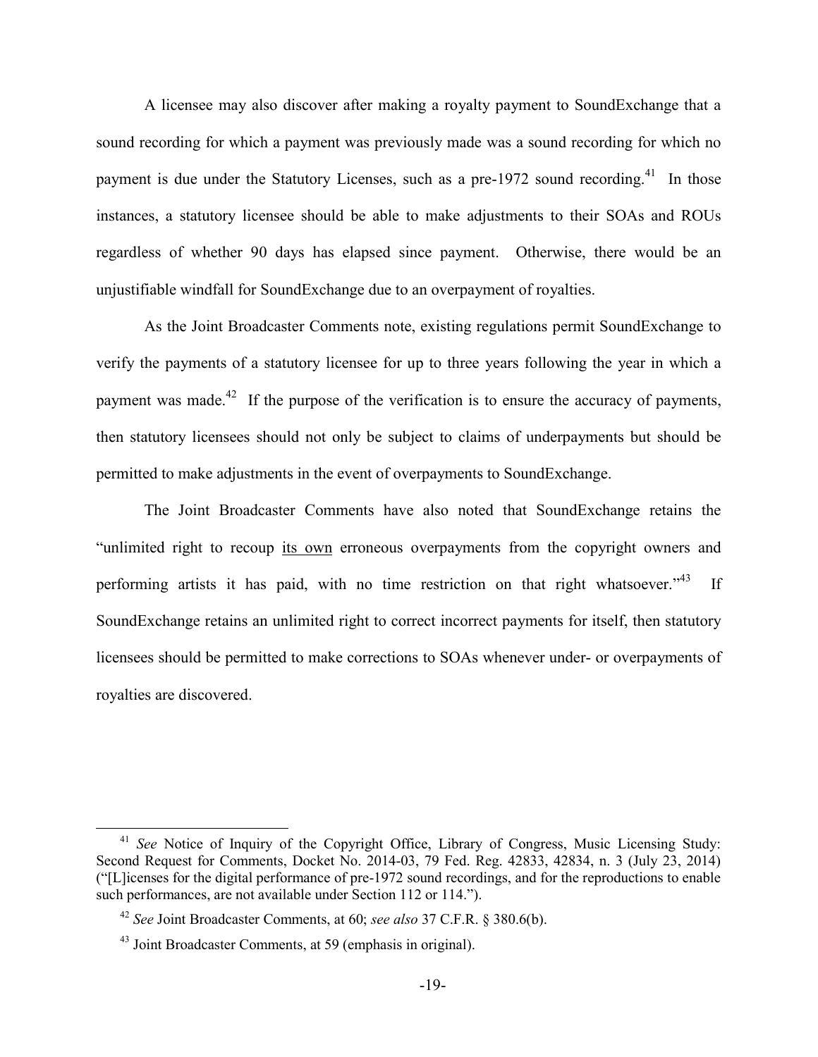A licensee may also discover after making a royalty payment to SoundExchange that a sound recording for which a payment was previously made was a sound recording for which no payment is due under the Statutory Licenses, such as a pre-1972 sound recording.[41] In those instances, a statutory licensee should be able to make adjustments to their SOAs and ROUs regardless of whether 90 days has elapsed since payment. Otherwise, there would be an unjustifiable windfall for SoundExchange due to an overpayment of royalties.

As the Joint Broadcaster Comments note, existing regulations permit SoundExchange to verify the payments of a statutory licensee for up to three years following the year in which a payment was made.[42] If the purpose of the verification is to ensure the accuracy of payments, then statutory licensees should not only be subject to claims of underpayments but should be permitted to make adjustments in the event of overpayments to SoundExchange.

The Joint Broadcaster Comments have also noted that SoundExchange retains the "unlimited right to recoup <u>its own</u> erroneous overpayments from the copyright owners and performing artists it has paid, with no time restriction on that right whatsoever."[43] If SoundExchange retains an unlimited right to correct incorrect payments for itself, then statutory licensees should be permitted to make corrections to SOAs whenever under- or overpayments of royalties are discovered.

---

[41] *See* Notice of Inquiry of the Copyright Office, Library of Congress, Music Licensing Study: Second Request for Comments, Docket No. 2014-03, 79 Fed. Reg. 42833, 42834, n. 3 (July 23, 2014) ("[L]icenses for the digital performance of pre-1972 sound recordings, and for the reproductions to enable such performances, are not available under Section 112 or 114.").

[42] *See* Joint Broadcaster Comments, at 60; *see also* 37 C.F.R. § 380.6(b).

[43] Joint Broadcaster Comments, at 59 (emphasis in original).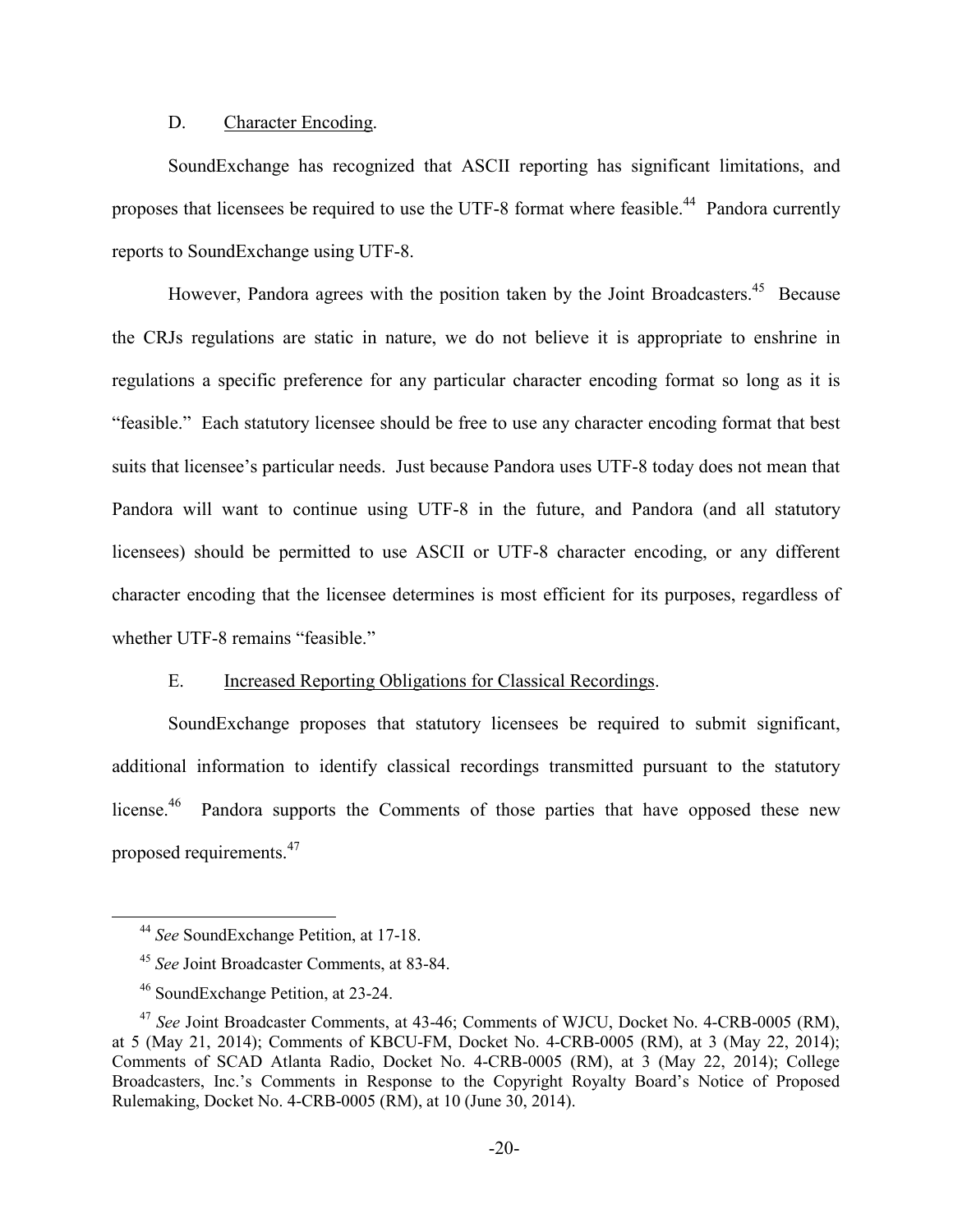### D. Character Encoding.

SoundExchange has recognized that ASCII reporting has significant limitations, and proposes that licensees be required to use the UTF-8 format where feasible.[44] Pandora currently reports to SoundExchange using UTF-8.

However, Pandora agrees with the position taken by the Joint Broadcasters.[45] Because the CRJs regulations are static in nature, we do not believe it is appropriate to enshrine in regulations a specific preference for any particular character encoding format so long as it is "feasible." Each statutory licensee should be free to use any character encoding format that best suits that licensee's particular needs. Just because Pandora uses UTF-8 today does not mean that Pandora will want to continue using UTF-8 in the future, and Pandora (and all statutory licensees) should be permitted to use ASCII or UTF-8 character encoding, or any different character encoding that the licensee determines is most efficient for its purposes, regardless of whether UTF-8 remains "feasible."

### E. Increased Reporting Obligations for Classical Recordings.

SoundExchange proposes that statutory licensees be required to submit significant, additional information to identify classical recordings transmitted pursuant to the statutory license.[46] Pandora supports the Comments of those parties that have opposed these new proposed requirements.[47]

---

[44] *See* SoundExchange Petition, at 17-18.

[45] *See* Joint Broadcaster Comments, at 83-84.

[46] SoundExchange Petition, at 23-24.

[47] *See* Joint Broadcaster Comments, at 43-46; Comments of WJCU, Docket No. 4-CRB-0005 (RM), at 5 (May 21, 2014); Comments of KBCU-FM, Docket No. 4-CRB-0005 (RM), at 3 (May 22, 2014); Comments of SCAD Atlanta Radio, Docket No. 4-CRB-0005 (RM), at 3 (May 22, 2014); College Broadcasters, Inc.'s Comments in Response to the Copyright Royalty Board's Notice of Proposed Rulemaking, Docket No. 4-CRB-0005 (RM), at 10 (June 30, 2014).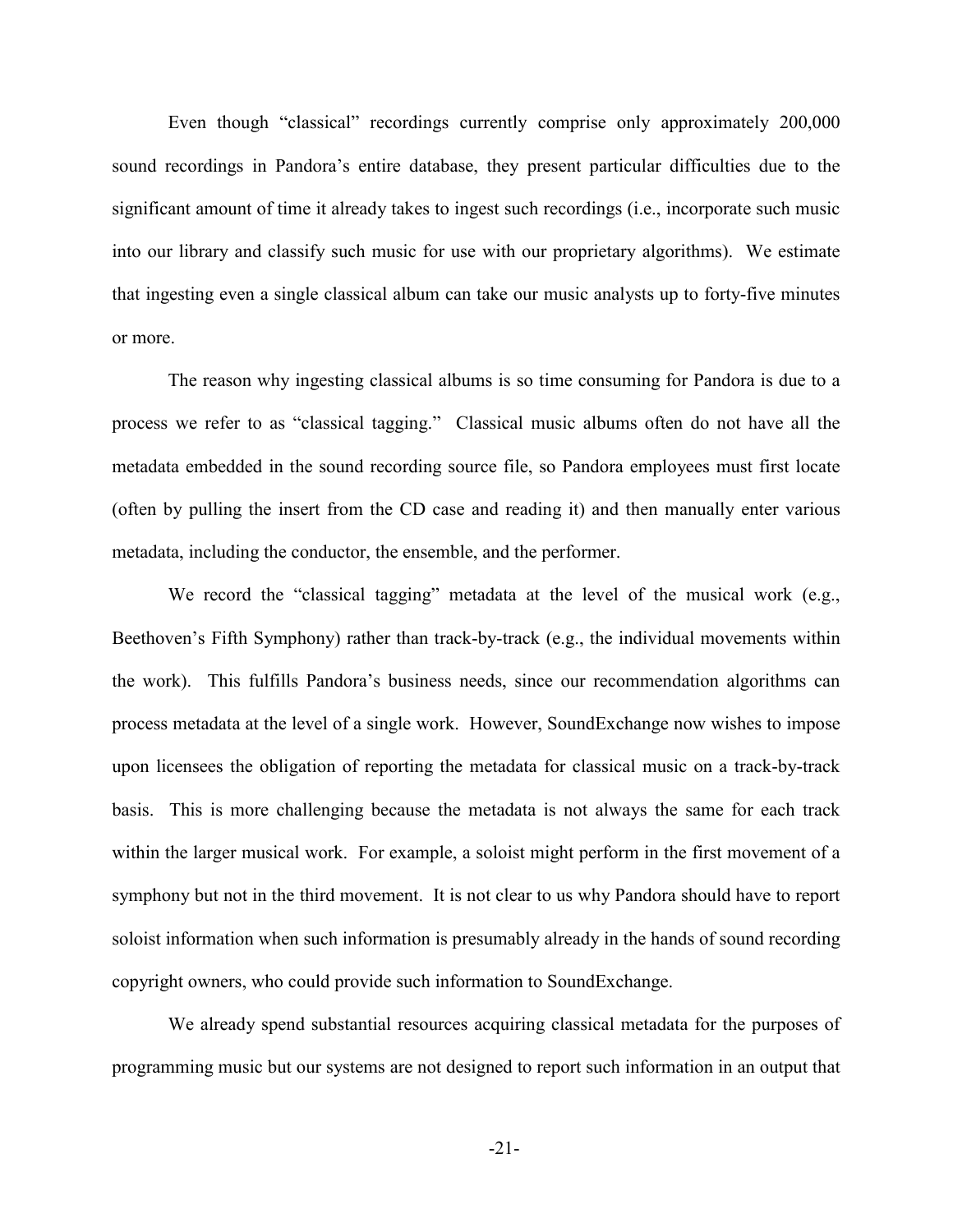Even though "classical" recordings currently comprise only approximately 200,000 sound recordings in Pandora's entire database, they present particular difficulties due to the significant amount of time it already takes to ingest such recordings (i.e., incorporate such music into our library and classify such music for use with our proprietary algorithms). We estimate that ingesting even a single classical album can take our music analysts up to forty-five minutes or more.

The reason why ingesting classical albums is so time consuming for Pandora is due to a process we refer to as "classical tagging." Classical music albums often do not have all the metadata embedded in the sound recording source file, so Pandora employees must first locate (often by pulling the insert from the CD case and reading it) and then manually enter various metadata, including the conductor, the ensemble, and the performer.

We record the "classical tagging" metadata at the level of the musical work (e.g., Beethoven's Fifth Symphony) rather than track-by-track (e.g., the individual movements within the work). This fulfills Pandora's business needs, since our recommendation algorithms can process metadata at the level of a single work. However, SoundExchange now wishes to impose upon licensees the obligation of reporting the metadata for classical music on a track-by-track basis. This is more challenging because the metadata is not always the same for each track within the larger musical work. For example, a soloist might perform in the first movement of a symphony but not in the third movement. It is not clear to us why Pandora should have to report soloist information when such information is presumably already in the hands of sound recording copyright owners, who could provide such information to SoundExchange.

We already spend substantial resources acquiring classical metadata for the purposes of programming music but our systems are not designed to report such information in an output that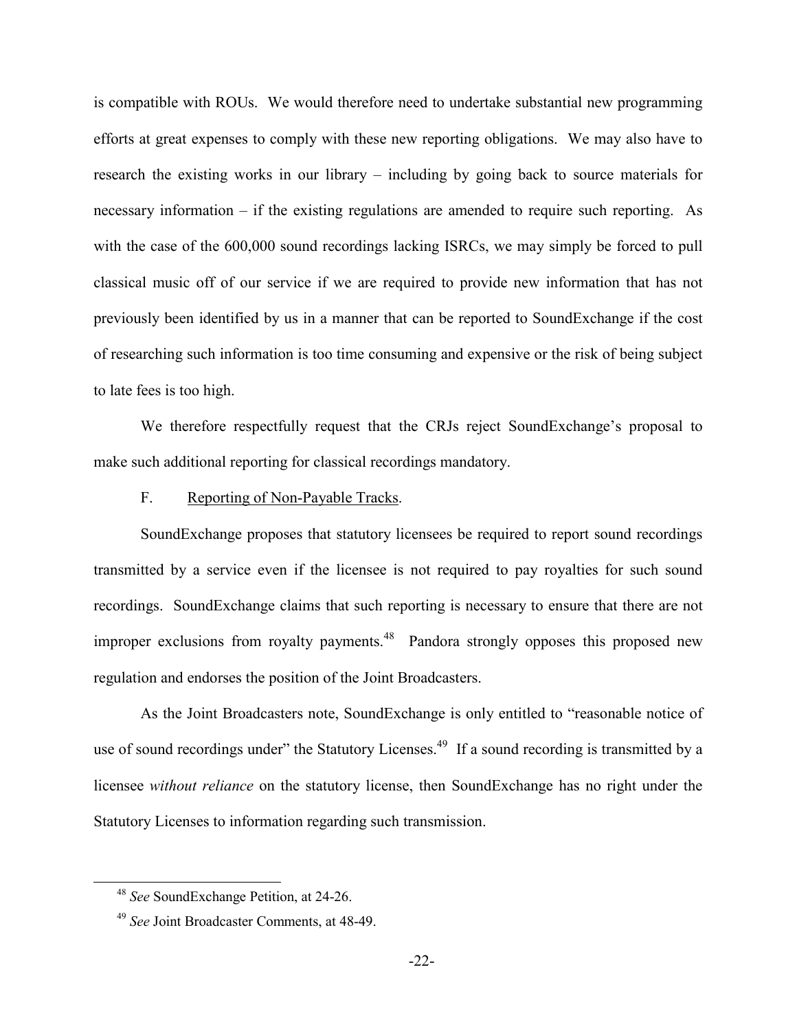is compatible with ROUs. We would therefore need to undertake substantial new programming efforts at great expenses to comply with these new reporting obligations. We may also have to research the existing works in our library – including by going back to source materials for necessary information – if the existing regulations are amended to require such reporting. As with the case of the 600,000 sound recordings lacking ISRCs, we may simply be forced to pull classical music off of our service if we are required to provide new information that has not previously been identified by us in a manner that can be reported to SoundExchange if the cost of researching such information is too time consuming and expensive or the risk of being subject to late fees is too high.

We therefore respectfully request that the CRJs reject SoundExchange's proposal to make such additional reporting for classical recordings mandatory.

F. Reporting of Non-Payable Tracks.

SoundExchange proposes that statutory licensees be required to report sound recordings transmitted by a service even if the licensee is not required to pay royalties for such sound recordings. SoundExchange claims that such reporting is necessary to ensure that there are not improper exclusions from royalty payments.[48] Pandora strongly opposes this proposed new regulation and endorses the position of the Joint Broadcasters.

As the Joint Broadcasters note, SoundExchange is only entitled to "reasonable notice of use of sound recordings under" the Statutory Licenses.[49] If a sound recording is transmitted by a licensee *without reliance* on the statutory license, then SoundExchange has no right under the Statutory Licenses to information regarding such transmission.

[48] *See* SoundExchange Petition, at 24-26.

[49] *See* Joint Broadcaster Comments, at 48-49.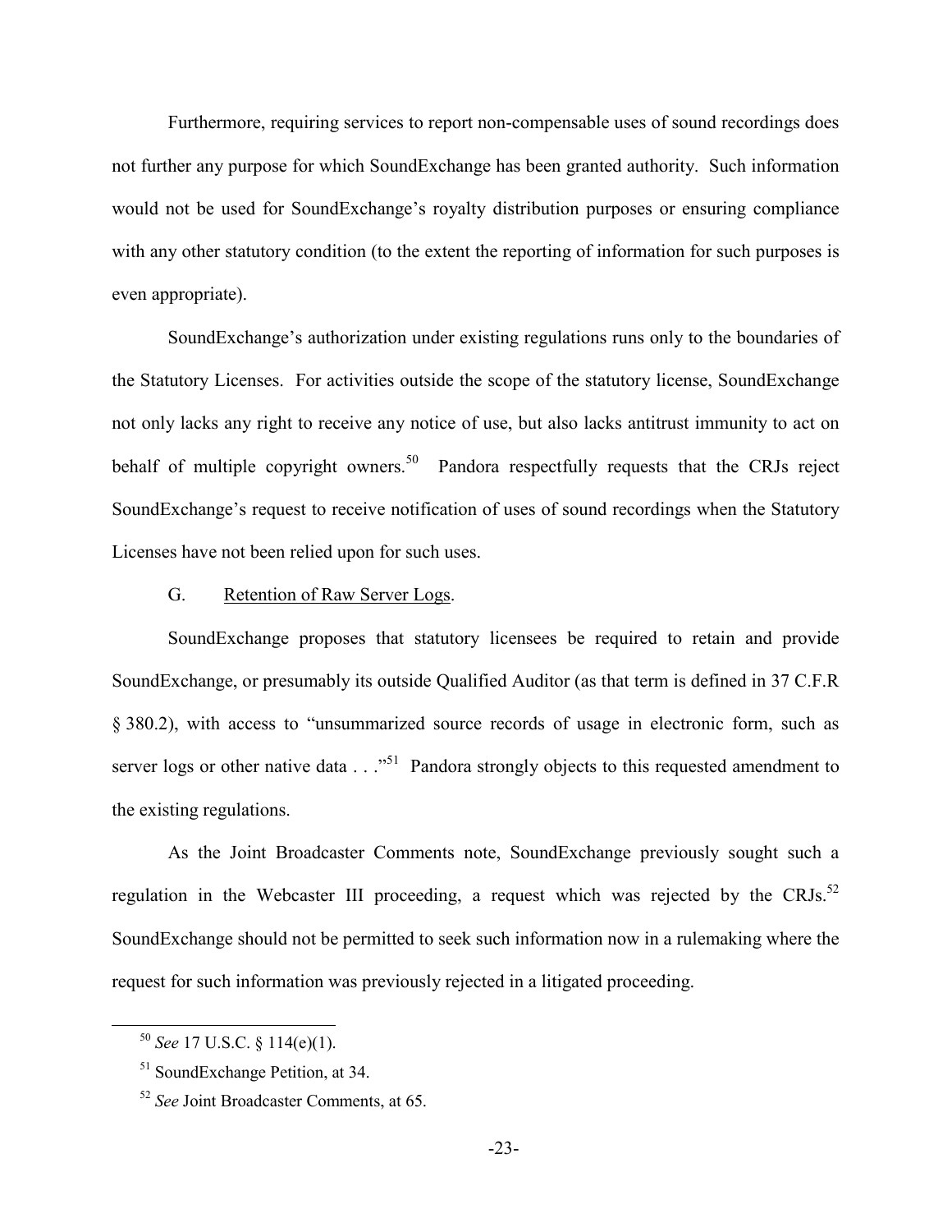Furthermore, requiring services to report non-compensable uses of sound recordings does not further any purpose for which SoundExchange has been granted authority. Such information would not be used for SoundExchange's royalty distribution purposes or ensuring compliance with any other statutory condition (to the extent the reporting of information for such purposes is even appropriate).

SoundExchange's authorization under existing regulations runs only to the boundaries of the Statutory Licenses. For activities outside the scope of the statutory license, SoundExchange not only lacks any right to receive any notice of use, but also lacks antitrust immunity to act on behalf of multiple copyright owners.[50] Pandora respectfully requests that the CRJs reject SoundExchange's request to receive notification of uses of sound recordings when the Statutory Licenses have not been relied upon for such uses.

### G. Retention of Raw Server Logs.

SoundExchange proposes that statutory licensees be required to retain and provide SoundExchange, or presumably its outside Qualified Auditor (as that term is defined in 37 C.F.R § 380.2), with access to "unsummarized source records of usage in electronic form, such as server logs or other native data . . ."[51] Pandora strongly objects to this requested amendment to the existing regulations.

As the Joint Broadcaster Comments note, SoundExchange previously sought such a regulation in the Webcaster III proceeding, a request which was rejected by the CRJs.[52] SoundExchange should not be permitted to seek such information now in a rulemaking where the request for such information was previously rejected in a litigated proceeding.

---

[50] *See* 17 U.S.C. § 114(e)(1).

[51] SoundExchange Petition, at 34.

[52] *See* Joint Broadcaster Comments, at 65.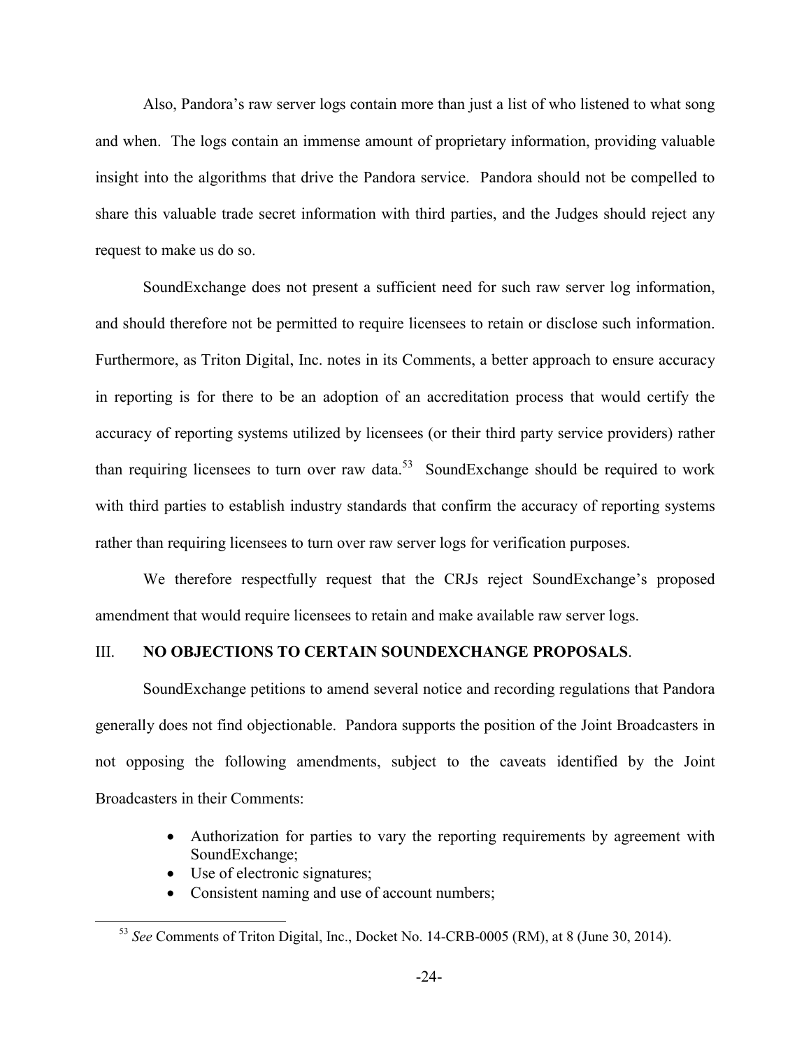Also, Pandora's raw server logs contain more than just a list of who listened to what song and when. The logs contain an immense amount of proprietary information, providing valuable insight into the algorithms that drive the Pandora service. Pandora should not be compelled to share this valuable trade secret information with third parties, and the Judges should reject any request to make us do so.

SoundExchange does not present a sufficient need for such raw server log information, and should therefore not be permitted to require licensees to retain or disclose such information. Furthermore, as Triton Digital, Inc. notes in its Comments, a better approach to ensure accuracy in reporting is for there to be an adoption of an accreditation process that would certify the accuracy of reporting systems utilized by licensees (or their third party service providers) rather than requiring licensees to turn over raw data.[53] SoundExchange should be required to work with third parties to establish industry standards that confirm the accuracy of reporting systems rather than requiring licensees to turn over raw server logs for verification purposes.

We therefore respectfully request that the CRJs reject SoundExchange's proposed amendment that would require licensees to retain and make available raw server logs.

## III. **NO OBJECTIONS TO CERTAIN SOUNDEXCHANGE PROPOSALS**.

SoundExchange petitions to amend several notice and recording regulations that Pandora generally does not find objectionable. Pandora supports the position of the Joint Broadcasters in not opposing the following amendments, subject to the caveats identified by the Joint Broadcasters in their Comments:

- Authorization for parties to vary the reporting requirements by agreement with SoundExchange;
- Use of electronic signatures;
- Consistent naming and use of account numbers;

[53] *See* Comments of Triton Digital, Inc., Docket No. 14-CRB-0005 (RM), at 8 (June 30, 2014).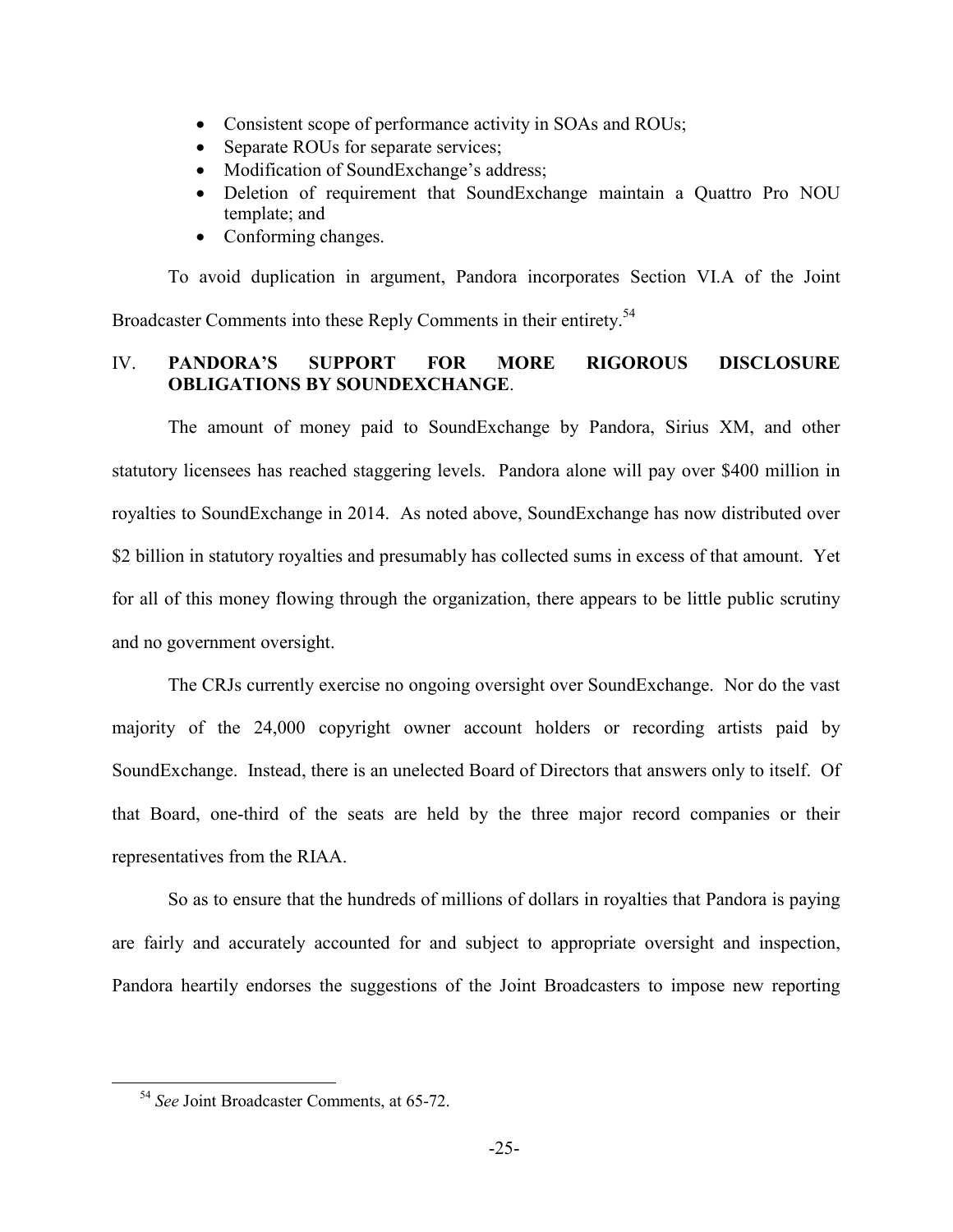- Consistent scope of performance activity in SOAs and ROUs;
- Separate ROUs for separate services;
- Modification of SoundExchange's address;
- Deletion of requirement that SoundExchange maintain a Quattro Pro NOU template; and
- Conforming changes.

To avoid duplication in argument, Pandora incorporates Section VI.A of the Joint Broadcaster Comments into these Reply Comments in their entirety.[54]

## IV. PANDORA'S SUPPORT FOR MORE RIGOROUS DISCLOSURE OBLIGATIONS BY SOUNDEXCHANGE.

The amount of money paid to SoundExchange by Pandora, Sirius XM, and other statutory licensees has reached staggering levels. Pandora alone will pay over $400 million in royalties to SoundExchange in 2014. As noted above, SoundExchange has now distributed over $2 billion in statutory royalties and presumably has collected sums in excess of that amount. Yet for all of this money flowing through the organization, there appears to be little public scrutiny and no government oversight.

The CRJs currently exercise no ongoing oversight over SoundExchange. Nor do the vast majority of the 24,000 copyright owner account holders or recording artists paid by SoundExchange. Instead, there is an unelected Board of Directors that answers only to itself. Of that Board, one-third of the seats are held by the three major record companies or their representatives from the RIAA.

So as to ensure that the hundreds of millions of dollars in royalties that Pandora is paying are fairly and accurately accounted for and subject to appropriate oversight and inspection, Pandora heartily endorses the suggestions of the Joint Broadcasters to impose new reporting

[54] *See* Joint Broadcaster Comments, at 65-72.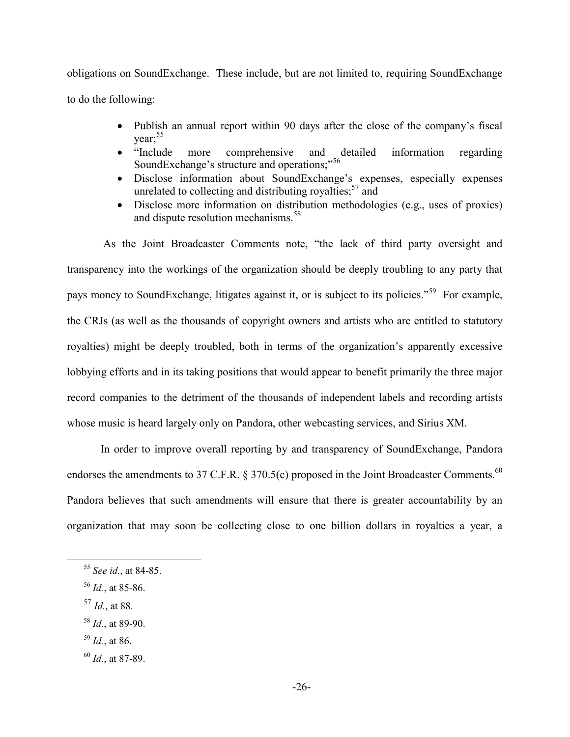obligations on SoundExchange. These include, but are not limited to, requiring SoundExchange to do the following:

- Publish an annual report within 90 days after the close of the company's fiscal year;[55]
- "Include more comprehensive and detailed information regarding SoundExchange's structure and operations;"[56]
- Disclose information about SoundExchange's expenses, especially expenses unrelated to collecting and distributing royalties;[57] and
- Disclose more information on distribution methodologies (e.g., uses of proxies) and dispute resolution mechanisms.[58]

As the Joint Broadcaster Comments note, "the lack of third party oversight and transparency into the workings of the organization should be deeply troubling to any party that pays money to SoundExchange, litigates against it, or is subject to its policies."[59] For example, the CRJs (as well as the thousands of copyright owners and artists who are entitled to statutory royalties) might be deeply troubled, both in terms of the organization's apparently excessive lobbying efforts and in its taking positions that would appear to benefit primarily the three major record companies to the detriment of the thousands of independent labels and recording artists whose music is heard largely only on Pandora, other webcasting services, and Sirius XM.

In order to improve overall reporting by and transparency of SoundExchange, Pandora endorses the amendments to 37 C.F.R. § 370.5(c) proposed in the Joint Broadcaster Comments.[60] Pandora believes that such amendments will ensure that there is greater accountability by an organization that may soon be collecting close to one billion dollars in royalties a year, a

---

[55] *See id.*, at 84-85.

[56] *Id.*, at 85-86.

[57] *Id.*, at 88.

[58] *Id.*, at 89-90.

[59] *Id.*, at 86.

[60] *Id.*, at 87-89.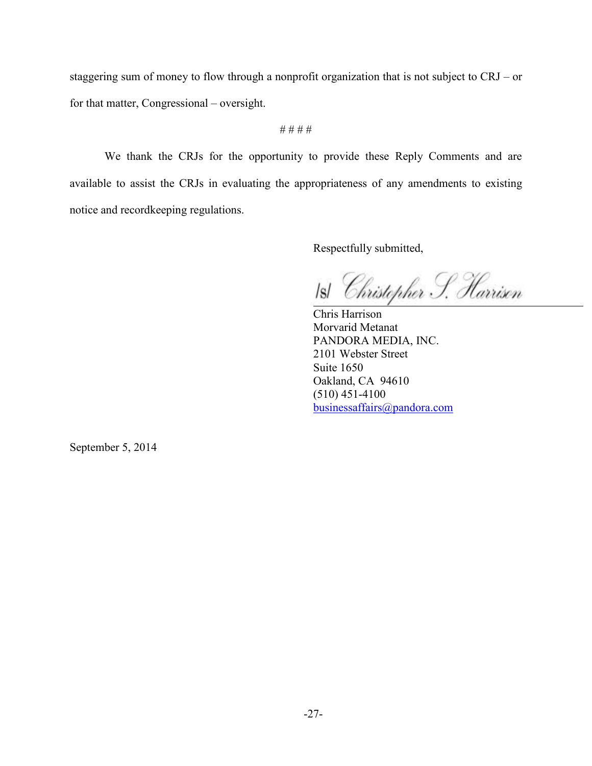staggering sum of money to flow through a nonprofit organization that is not subject to CRJ – or for that matter, Congressional – oversight.

# # # #

We thank the CRJs for the opportunity to provide these Reply Comments and are available to assist the CRJs in evaluating the appropriateness of any amendments to existing notice and recordkeeping regulations.

Respectfully submitted,

/s/ Christopher S. Harrison

Chris Harrison
Morvarid Metanat
PANDORA MEDIA, INC.
2101 Webster Street
Suite 1650
Oakland, CA 94610
(510) 451-4100
businessaffairs@pandora.com

September 5, 2014